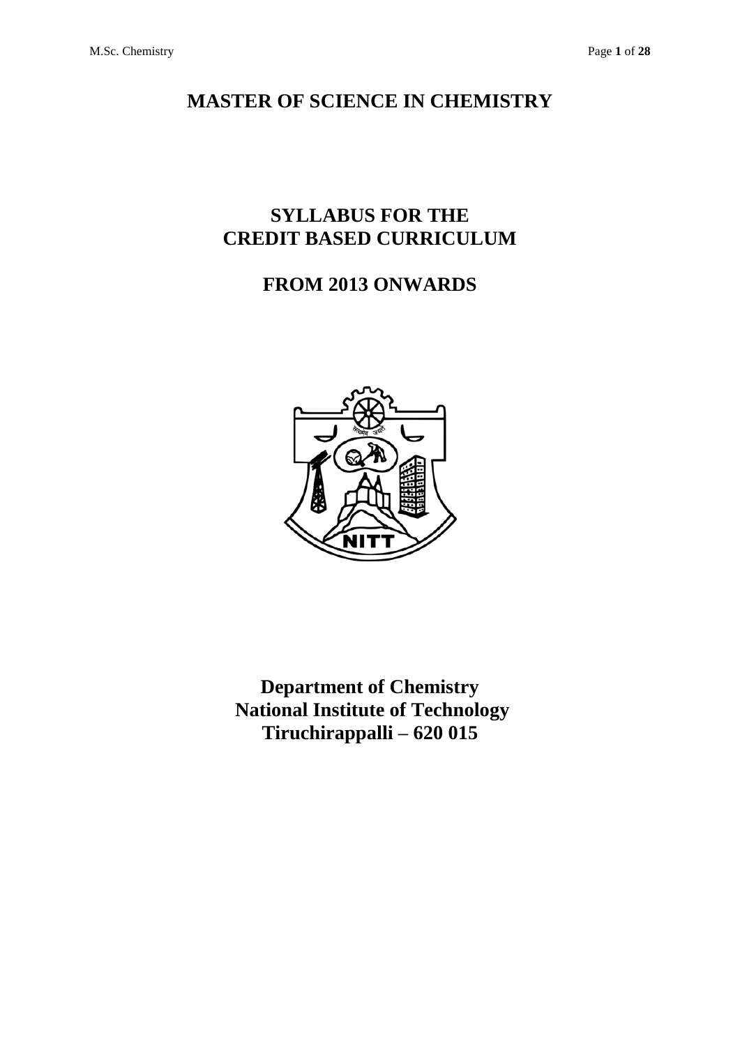# MASTER OF SCIENCE IN CHEMISTRY

## SYLLABUS FOR THE CREDIT BASED CURRICULUM

## FROM 2013 ONWARDS

**Department of Chemistry**
**National Institute of Technology**
**Tiruchirappalli – 620 015**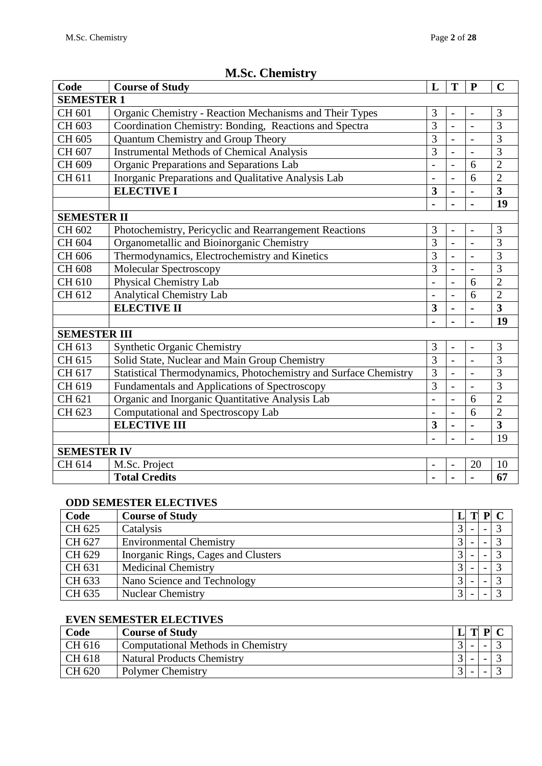# M.Sc. Chemistry

| Code | Course of Study | L | T | P | C |
|---|---|---|---|---|---|
| **SEMESTER 1** | | | | | |
| CH 601 | Organic Chemistry - Reaction Mechanisms and Their Types | 3 | - | - | 3 |
| CH 603 | Coordination Chemistry: Bonding, Reactions and Spectra | 3 | - | - | 3 |
| CH 605 | Quantum Chemistry and Group Theory | 3 | - | - | 3 |
| CH 607 | Instrumental Methods of Chemical Analysis | 3 | - | - | 3 |
| CH 609 | Organic Preparations and Separations Lab | - | - | 6 | 2 |
| CH 611 | Inorganic Preparations and Qualitative Analysis Lab | - | - | 6 | 2 |
| | **ELECTIVE I** | **3** | **-** | **-** | **3** |
| | | **-** | **-** | **-** | **19** |
| **SEMESTER II** | | | | | |
| CH 602 | Photochemistry, Pericyclic and Rearrangement Reactions | 3 | - | - | 3 |
| CH 604 | Organometallic and Bioinorganic Chemistry | 3 | - | - | 3 |
| CH 606 | Thermodynamics, Electrochemistry and Kinetics | 3 | - | - | 3 |
| CH 608 | Molecular Spectroscopy | 3 | - | - | 3 |
| CH 610 | Physical Chemistry Lab | - | - | 6 | 2 |
| CH 612 | Analytical Chemistry Lab | - | - | 6 | 2 |
| | **ELECTIVE II** | **3** | **-** | **-** | **3** |
| | | **-** | **-** | **-** | **19** |
| **SEMESTER III** | | | | | |
| CH 613 | Synthetic Organic Chemistry | 3 | - | - | 3 |
| CH 615 | Solid State, Nuclear and Main Group Chemistry | 3 | - | - | 3 |
| CH 617 | Statistical Thermodynamics, Photochemistry and Surface Chemistry | 3 | - | - | 3 |
| CH 619 | Fundamentals and Applications of Spectroscopy | 3 | - | - | 3 |
| CH 621 | Organic and Inorganic Quantitative Analysis Lab | - | - | 6 | 2 |
| CH 623 | Computational and Spectroscopy Lab | - | - | 6 | 2 |
| | **ELECTIVE III** | **3** | **-** | - | **3** |
| | | **-** | - | - | 19 |
| **SEMESTER IV** | | | | | |
| CH 614 | M.Sc. Project | - | - | 20 | 10 |
| | **Total Credits** | **-** | **-** | **-** | **67** |

### ODD SEMESTER ELECTIVES

| Code | Course of Study | L | T | P | C |
|---|---|---|---|---|---|
| CH 625 | Catalysis | 3 | - | - | 3 |
| CH 627 | Environmental Chemistry | 3 | - | - | 3 |
| CH 629 | Inorganic Rings, Cages and Clusters | 3 | - | - | 3 |
| CH 631 | Medicinal Chemistry | 3 | - | - | 3 |
| CH 633 | Nano Science and Technology | 3 | - | - | 3 |
| CH 635 | Nuclear Chemistry | 3 | - | - | 3 |

### EVEN SEMESTER ELECTIVES

| Code | Course of Study | L | T | P | C |
|---|---|---|---|---|---|
| CH 616 | Computational Methods in Chemistry | 3 | - | - | 3 |
| CH 618 | Natural Products Chemistry | 3 | - | - | 3 |
| CH 620 | Polymer Chemistry | 3 | - | - | 3 |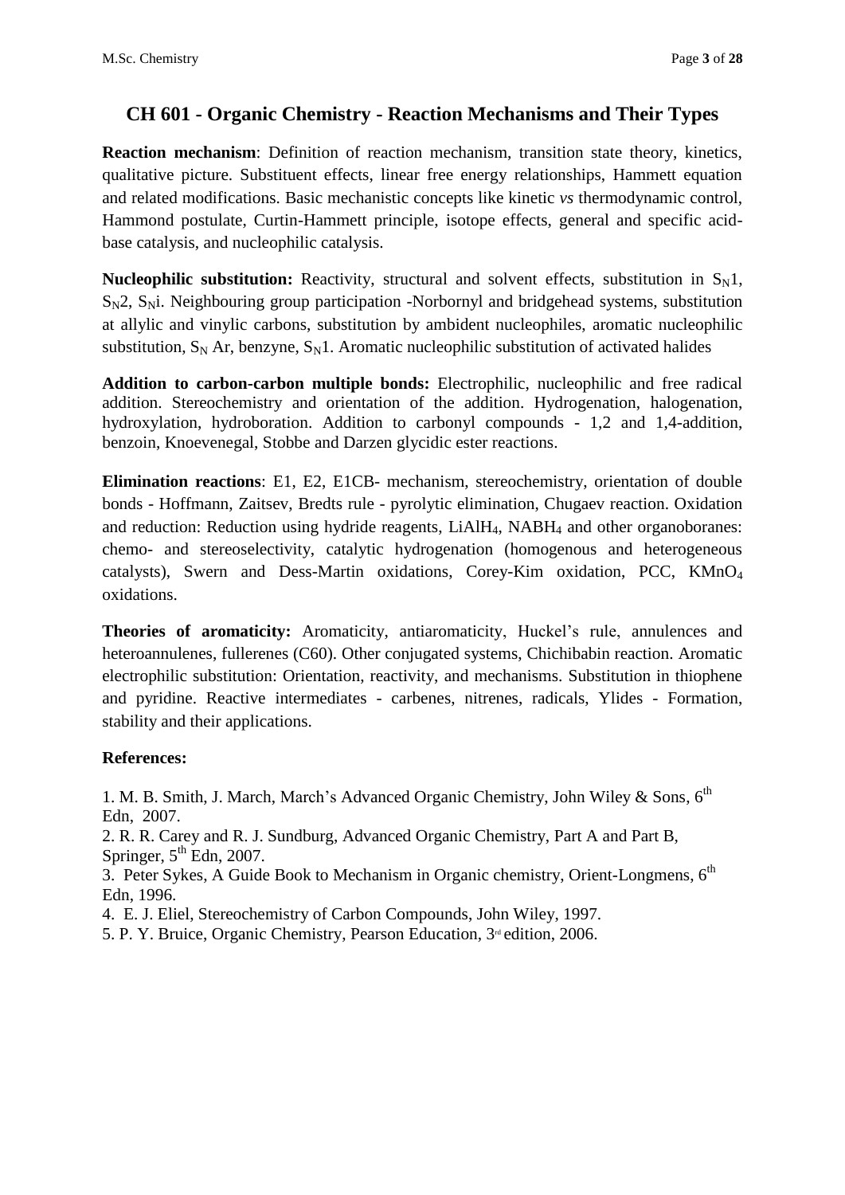# CH 601 - Organic Chemistry - Reaction Mechanisms and Their Types

**Reaction mechanism**: Definition of reaction mechanism, transition state theory, kinetics, qualitative picture. Substituent effects, linear free energy relationships, Hammett equation and related modifications. Basic mechanistic concepts like kinetic *vs* thermodynamic control, Hammond postulate, Curtin-Hammett principle, isotope effects, general and specific acid-base catalysis, and nucleophilic catalysis.

**Nucleophilic substitution:** Reactivity, structural and solvent effects, substitution in $S_N1$, $S_N2$, $S_Ni$. Neighbouring group participation -Norbornyl and bridgehead systems, substitution at allylic and vinylic carbons, substitution by ambident nucleophiles, aromatic nucleophilic substitution, $S_N$ Ar, benzyne, $S_N1$. Aromatic nucleophilic substitution of activated halides

**Addition to carbon-carbon multiple bonds:** Electrophilic, nucleophilic and free radical addition. Stereochemistry and orientation of the addition. Hydrogenation, halogenation, hydroxylation, hydroboration. Addition to carbonyl compounds - 1,2 and 1,4-addition, benzoin, Knoevenegal, Stobbe and Darzen glycidic ester reactions.

**Elimination reactions**: E1, E2, E1CB- mechanism, stereochemistry, orientation of double bonds - Hoffmann, Zaitsev, Bredts rule - pyrolytic elimination, Chugaev reaction. Oxidation and reduction: Reduction using hydride reagents, $LiAlH_4$, $NABH_4$ and other organoboranes: chemo- and stereoselectivity, catalytic hydrogenation (homogenous and heterogeneous catalysts), Swern and Dess-Martin oxidations, Corey-Kim oxidation, PCC, $KMnO_4$ oxidations.

**Theories of aromaticity:** Aromaticity, antiaromaticity, Huckel's rule, annulences and heteroannulenes, fullerenes (C60). Other conjugated systems, Chichibabin reaction. Aromatic electrophilic substitution: Orientation, reactivity, and mechanisms. Substitution in thiophene and pyridine. Reactive intermediates - carbenes, nitrenes, radicals, Ylides - Formation, stability and their applications.

**References:**

1. M. B. Smith, J. March, March's Advanced Organic Chemistry, John Wiley & Sons, 6th Edn, 2007.
2. R. R. Carey and R. J. Sundburg, Advanced Organic Chemistry, Part A and Part B, Springer, 5th Edn, 2007.
3. Peter Sykes, A Guide Book to Mechanism in Organic chemistry, Orient-Longmens, 6th Edn, 1996.
4. E. J. Eliel, Stereochemistry of Carbon Compounds, John Wiley, 1997.
5. P. Y. Bruice, Organic Chemistry, Pearson Education, 3rd edition, 2006.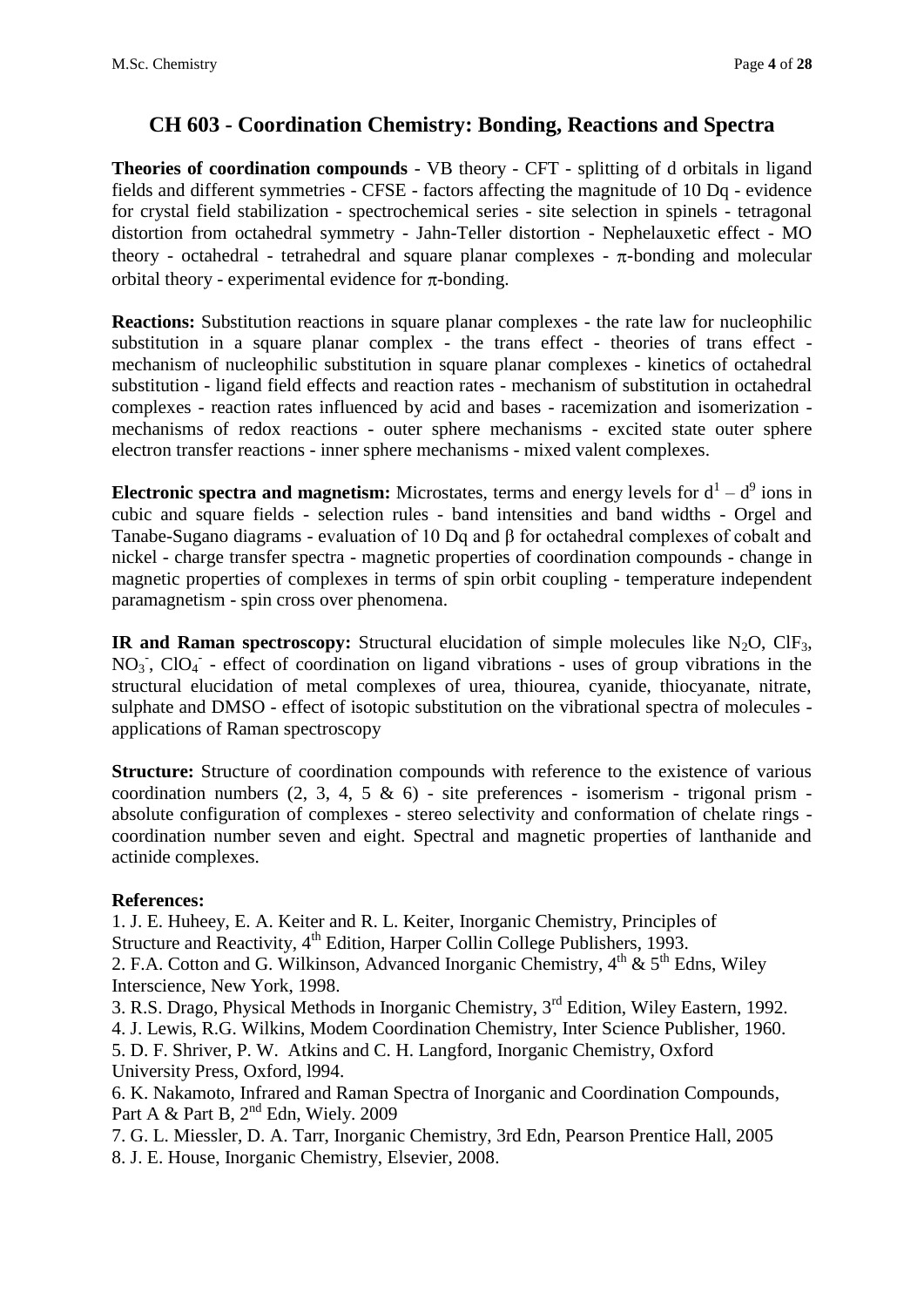# CH 603 - Coordination Chemistry: Bonding, Reactions and Spectra

**Theories of coordination compounds** - VB theory - CFT - splitting of d orbitals in ligand fields and different symmetries - CFSE - factors affecting the magnitude of 10 Dq - evidence for crystal field stabilization - spectrochemical series - site selection in spinels - tetragonal distortion from octahedral symmetry - Jahn-Teller distortion - Nephelauxetic effect - MO theory - octahedral - tetrahedral and square planar complexes - $\pi$-bonding and molecular orbital theory - experimental evidence for $\pi$-bonding.

**Reactions:** Substitution reactions in square planar complexes - the rate law for nucleophilic substitution in a square planar complex - the trans effect - theories of trans effect - mechanism of nucleophilic substitution in square planar complexes - kinetics of octahedral substitution - ligand field effects and reaction rates - mechanism of substitution in octahedral complexes - reaction rates influenced by acid and bases - racemization and isomerization - mechanisms of redox reactions - outer sphere mechanisms - excited state outer sphere electron transfer reactions - inner sphere mechanisms - mixed valent complexes.

**Electronic spectra and magnetism:** Microstates, terms and energy levels for $d^1 - d^9$ ions in cubic and square fields - selection rules - band intensities and band widths - Orgel and Tanabe-Sugano diagrams - evaluation of 10 Dq and $\beta$ for octahedral complexes of cobalt and nickel - charge transfer spectra - magnetic properties of coordination compounds - change in magnetic properties of complexes in terms of spin orbit coupling - temperature independent paramagnetism - spin cross over phenomena.

**IR and Raman spectroscopy:** Structural elucidation of simple molecules like $N_2O$, $ClF_3$, $NO_3^-$, $ClO_4^-$ - effect of coordination on ligand vibrations - uses of group vibrations in the structural elucidation of metal complexes of urea, thiourea, cyanide, thiocyanate, nitrate, sulphate and DMSO - effect of isotopic substitution on the vibrational spectra of molecules - applications of Raman spectroscopy

**Structure:** Structure of coordination compounds with reference to the existence of various coordination numbers (2, 3, 4, 5 & 6) - site preferences - isomerism - trigonal prism - absolute configuration of complexes - stereo selectivity and conformation of chelate rings - coordination number seven and eight. Spectral and magnetic properties of lanthanide and actinide complexes.

**References:**

1. J. E. Huheey, E. A. Keiter and R. L. Keiter, Inorganic Chemistry, Principles of Structure and Reactivity, 4th Edition, Harper Collin College Publishers, 1993.
2. F.A. Cotton and G. Wilkinson, Advanced Inorganic Chemistry, 4th & 5th Edns, Wiley Interscience, New York, 1998.
3. R.S. Drago, Physical Methods in Inorganic Chemistry, 3rd Edition, Wiley Eastern, 1992.
4. J. Lewis, R.G. Wilkins, Modem Coordination Chemistry, Inter Science Publisher, 1960.
5. D. F. Shriver, P. W. Atkins and C. H. Langford, Inorganic Chemistry, Oxford University Press, Oxford, l994.
6. K. Nakamoto, Infrared and Raman Spectra of Inorganic and Coordination Compounds, Part A & Part B, 2nd Edn, Wiely. 2009
7. G. L. Miessler, D. A. Tarr, Inorganic Chemistry, 3rd Edn, Pearson Prentice Hall, 2005
8. J. E. House, Inorganic Chemistry, Elsevier, 2008.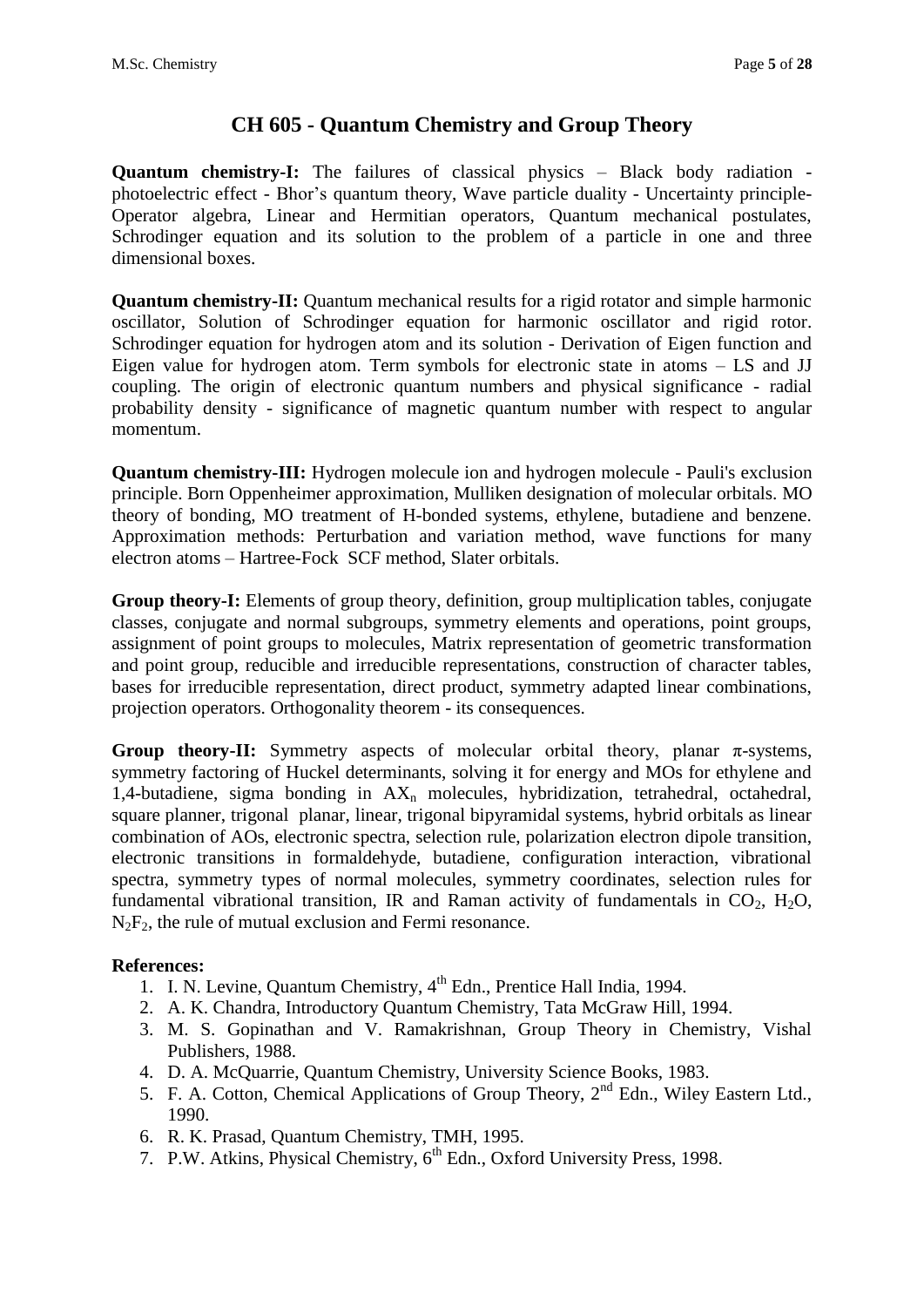# CH 605 - Quantum Chemistry and Group Theory

**Quantum chemistry-I:** The failures of classical physics – Black body radiation - photoelectric effect - Bhor's quantum theory, Wave particle duality - Uncertainty principle- Operator algebra, Linear and Hermitian operators, Quantum mechanical postulates, Schrodinger equation and its solution to the problem of a particle in one and three dimensional boxes.

**Quantum chemistry-II:** Quantum mechanical results for a rigid rotator and simple harmonic oscillator, Solution of Schrodinger equation for harmonic oscillator and rigid rotor. Schrodinger equation for hydrogen atom and its solution - Derivation of Eigen function and Eigen value for hydrogen atom. Term symbols for electronic state in atoms – LS and JJ coupling. The origin of electronic quantum numbers and physical significance - radial probability density - significance of magnetic quantum number with respect to angular momentum.

**Quantum chemistry-III:** Hydrogen molecule ion and hydrogen molecule - Pauli's exclusion principle. Born Oppenheimer approximation, Mulliken designation of molecular orbitals. MO theory of bonding, MO treatment of H-bonded systems, ethylene, butadiene and benzene. Approximation methods: Perturbation and variation method, wave functions for many electron atoms – Hartree-Fock SCF method, Slater orbitals.

**Group theory-I:** Elements of group theory, definition, group multiplication tables, conjugate classes, conjugate and normal subgroups, symmetry elements and operations, point groups, assignment of point groups to molecules, Matrix representation of geometric transformation and point group, reducible and irreducible representations, construction of character tables, bases for irreducible representation, direct product, symmetry adapted linear combinations, projection operators. Orthogonality theorem - its consequences.

**Group theory-II:** Symmetry aspects of molecular orbital theory, planar $\pi$-systems, symmetry factoring of Huckel determinants, solving it for energy and MOs for ethylene and 1,4-butadiene, sigma bonding in $AX_n$ molecules, hybridization, tetrahedral, octahedral, square planner, trigonal planar, linear, trigonal bipyramidal systems, hybrid orbitals as linear combination of AOs, electronic spectra, selection rule, polarization electron dipole transition, electronic transitions in formaldehyde, butadiene, configuration interaction, vibrational spectra, symmetry types of normal molecules, symmetry coordinates, selection rules for fundamental vibrational transition, IR and Raman activity of fundamentals in $CO_2$, $H_2O$, $N_2F_2$, the rule of mutual exclusion and Fermi resonance.

**References:**

1. I. N. Levine, Quantum Chemistry, 4th Edn., Prentice Hall India, 1994.
2. A. K. Chandra, Introductory Quantum Chemistry, Tata McGraw Hill, 1994.
3. M. S. Gopinathan and V. Ramakrishnan, Group Theory in Chemistry, Vishal Publishers, 1988.
4. D. A. McQuarrie, Quantum Chemistry, University Science Books, 1983.
5. F. A. Cotton, Chemical Applications of Group Theory, 2nd Edn., Wiley Eastern Ltd., 1990.
6. R. K. Prasad, Quantum Chemistry, TMH, 1995.
7. P.W. Atkins, Physical Chemistry, 6th Edn., Oxford University Press, 1998.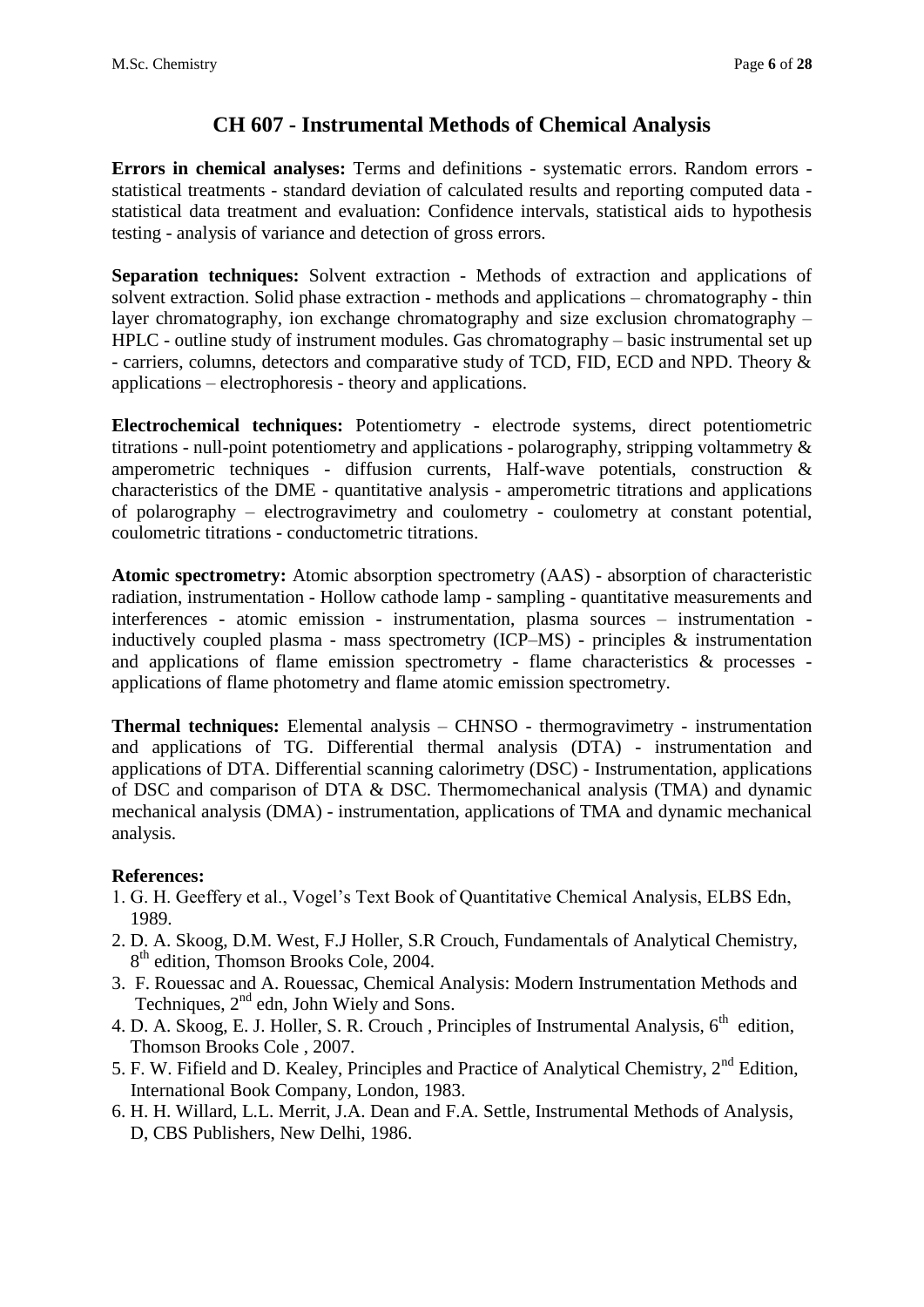# CH 607 - Instrumental Methods of Chemical Analysis

**Errors in chemical analyses:** Terms and definitions - systematic errors. Random errors - statistical treatments - standard deviation of calculated results and reporting computed data - statistical data treatment and evaluation: Confidence intervals, statistical aids to hypothesis testing - analysis of variance and detection of gross errors.

**Separation techniques:** Solvent extraction - Methods of extraction and applications of solvent extraction. Solid phase extraction - methods and applications – chromatography - thin layer chromatography, ion exchange chromatography and size exclusion chromatography – HPLC - outline study of instrument modules. Gas chromatography – basic instrumental set up - carriers, columns, detectors and comparative study of TCD, FID, ECD and NPD. Theory & applications – electrophoresis - theory and applications.

**Electrochemical techniques:** Potentiometry - electrode systems, direct potentiometric titrations - null-point potentiometry and applications - polarography, stripping voltammetry & amperometric techniques - diffusion currents, Half-wave potentials, construction & characteristics of the DME - quantitative analysis - amperometric titrations and applications of polarography – electrogravimetry and coulometry - coulometry at constant potential, coulometric titrations - conductometric titrations.

**Atomic spectrometry:** Atomic absorption spectrometry (AAS) - absorption of characteristic radiation, instrumentation - Hollow cathode lamp - sampling - quantitative measurements and interferences - atomic emission - instrumentation, plasma sources – instrumentation - inductively coupled plasma - mass spectrometry (ICP–MS) - principles & instrumentation and applications of flame emission spectrometry - flame characteristics & processes - applications of flame photometry and flame atomic emission spectrometry.

**Thermal techniques:** Elemental analysis – CHNSO - thermogravimetry - instrumentation and applications of TG. Differential thermal analysis (DTA) - instrumentation and applications of DTA. Differential scanning calorimetry (DSC) - Instrumentation, applications of DSC and comparison of DTA & DSC. Thermomechanical analysis (TMA) and dynamic mechanical analysis (DMA) - instrumentation, applications of TMA and dynamic mechanical analysis.

**References:**

1. G. H. Geeffery et al., Vogel's Text Book of Quantitative Chemical Analysis, ELBS Edn, 1989.
2. D. A. Skoog, D.M. West, F.J Holler, S.R Crouch, Fundamentals of Analytical Chemistry, 8th edition, Thomson Brooks Cole, 2004.
3. F. Rouessac and A. Rouessac, Chemical Analysis: Modern Instrumentation Methods and Techniques, 2nd edn, John Wiely and Sons.
4. D. A. Skoog, E. J. Holler, S. R. Crouch , Principles of Instrumental Analysis, 6th edition, Thomson Brooks Cole , 2007.
5. F. W. Fifield and D. Kealey, Principles and Practice of Analytical Chemistry, 2nd Edition, International Book Company, London, 1983.
6. H. H. Willard, L.L. Merrit, J.A. Dean and F.A. Settle, Instrumental Methods of Analysis, D, CBS Publishers, New Delhi, 1986.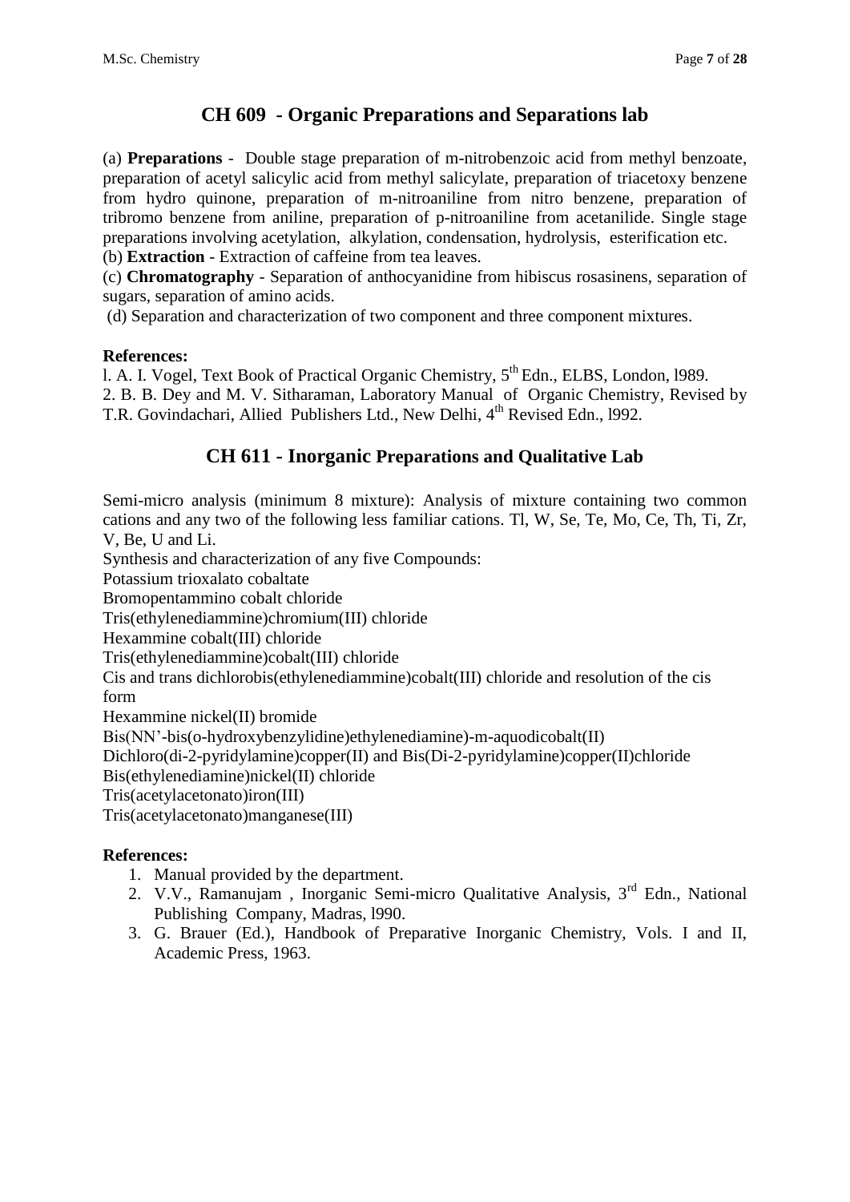## CH 609 - Organic Preparations and Separations lab

(a) **Preparations** - Double stage preparation of m-nitrobenzoic acid from methyl benzoate, preparation of acetyl salicylic acid from methyl salicylate, preparation of triacetoxy benzene from hydro quinone, preparation of m-nitroaniline from nitro benzene, preparation of tribromo benzene from aniline, preparation of p-nitroaniline from acetanilide. Single stage preparations involving acetylation, alkylation, condensation, hydrolysis, esterification etc.
(b) **Extraction** - Extraction of caffeine from tea leaves.
(c) **Chromatography** - Separation of anthocyanidine from hibiscus rosasinens, separation of sugars, separation of amino acids.
(d) Separation and characterization of two component and three component mixtures.

**References:**

l. A. I. Vogel, Text Book of Practical Organic Chemistry, 5th Edn., ELBS, London, l989.
2. B. B. Dey and M. V. Sitharaman, Laboratory Manual of Organic Chemistry, Revised by T.R. Govindachari, Allied Publishers Ltd., New Delhi, 4th Revised Edn., l992.

## CH 611 - Inorganic Preparations and Qualitative Lab

Semi-micro analysis (minimum 8 mixture): Analysis of mixture containing two common cations and any two of the following less familiar cations. Tl, W, Se, Te, Mo, Ce, Th, Ti, Zr, V, Be, U and Li.

Synthesis and characterization of any five Compounds:

Potassium trioxalato cobaltate
Bromopentammino cobalt chloride
Tris(ethylenediammine)chromium(III) chloride
Hexammine cobalt(III) chloride
Tris(ethylenediammine)cobalt(III) chloride
Cis and trans dichlorobis(ethylenediammine)cobalt(III) chloride and resolution of the cis form
Hexammine nickel(II) bromide
Bis(NN'-bis(o-hydroxybenzylidine)ethylenediamine)-m-aquodicobalt(II)
Dichloro(di-2-pyridylamine)copper(II) and Bis(Di-2-pyridylamine)copper(II)chloride
Bis(ethylenediamine)nickel(II) chloride
Tris(acetylacetonato)iron(III)
Tris(acetylacetonato)manganese(III)

**References:**

1. Manual provided by the department.
2. V.V., Ramanujam , Inorganic Semi-micro Qualitative Analysis, 3rd Edn., National Publishing Company, Madras, l990.
3. G. Brauer (Ed.), Handbook of Preparative Inorganic Chemistry, Vols. I and II, Academic Press, 1963.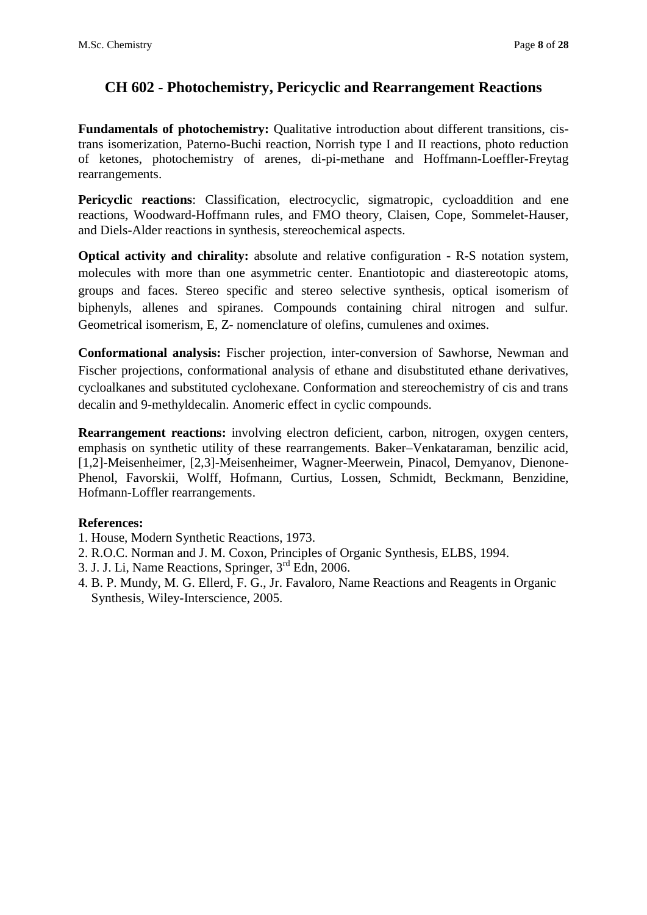# CH 602 - Photochemistry, Pericyclic and Rearrangement Reactions

**Fundamentals of photochemistry:** Qualitative introduction about different transitions, cis-trans isomerization, Paterno-Buchi reaction, Norrish type I and II reactions, photo reduction of ketones, photochemistry of arenes, di-pi-methane and Hoffmann-Loeffler-Freytag rearrangements.

**Pericyclic reactions**: Classification, electrocyclic, sigmatropic, cycloaddition and ene reactions, Woodward-Hoffmann rules, and FMO theory, Claisen, Cope, Sommelet-Hauser, and Diels-Alder reactions in synthesis, stereochemical aspects.

**Optical activity and chirality:** absolute and relative configuration - R-S notation system, molecules with more than one asymmetric center. Enantiotopic and diastereotopic atoms, groups and faces. Stereo specific and stereo selective synthesis, optical isomerism of biphenyls, allenes and spiranes. Compounds containing chiral nitrogen and sulfur. Geometrical isomerism, E, Z- nomenclature of olefins, cumulenes and oximes.

**Conformational analysis:** Fischer projection, inter-conversion of Sawhorse, Newman and Fischer projections, conformational analysis of ethane and disubstituted ethane derivatives, cycloalkanes and substituted cyclohexane. Conformation and stereochemistry of cis and trans decalin and 9-methyldecalin. Anomeric effect in cyclic compounds.

**Rearrangement reactions:** involving electron deficient, carbon, nitrogen, oxygen centers, emphasis on synthetic utility of these rearrangements. Baker–Venkataraman, benzilic acid, [1,2]-Meisenheimer, [2,3]-Meisenheimer, Wagner-Meerwein, Pinacol, Demyanov, Dienone-Phenol, Favorskii, Wolff, Hofmann, Curtius, Lossen, Schmidt, Beckmann, Benzidine, Hofmann-Loffler rearrangements.

**References:**

1. House, Modern Synthetic Reactions, 1973.
2. R.O.C. Norman and J. M. Coxon, Principles of Organic Synthesis, ELBS, 1994.
3. J. J. Li, Name Reactions, Springer, 3rd Edn, 2006.
4. B. P. Mundy, M. G. Ellerd, F. G., Jr. Favaloro, Name Reactions and Reagents in Organic Synthesis, Wiley-Interscience, 2005.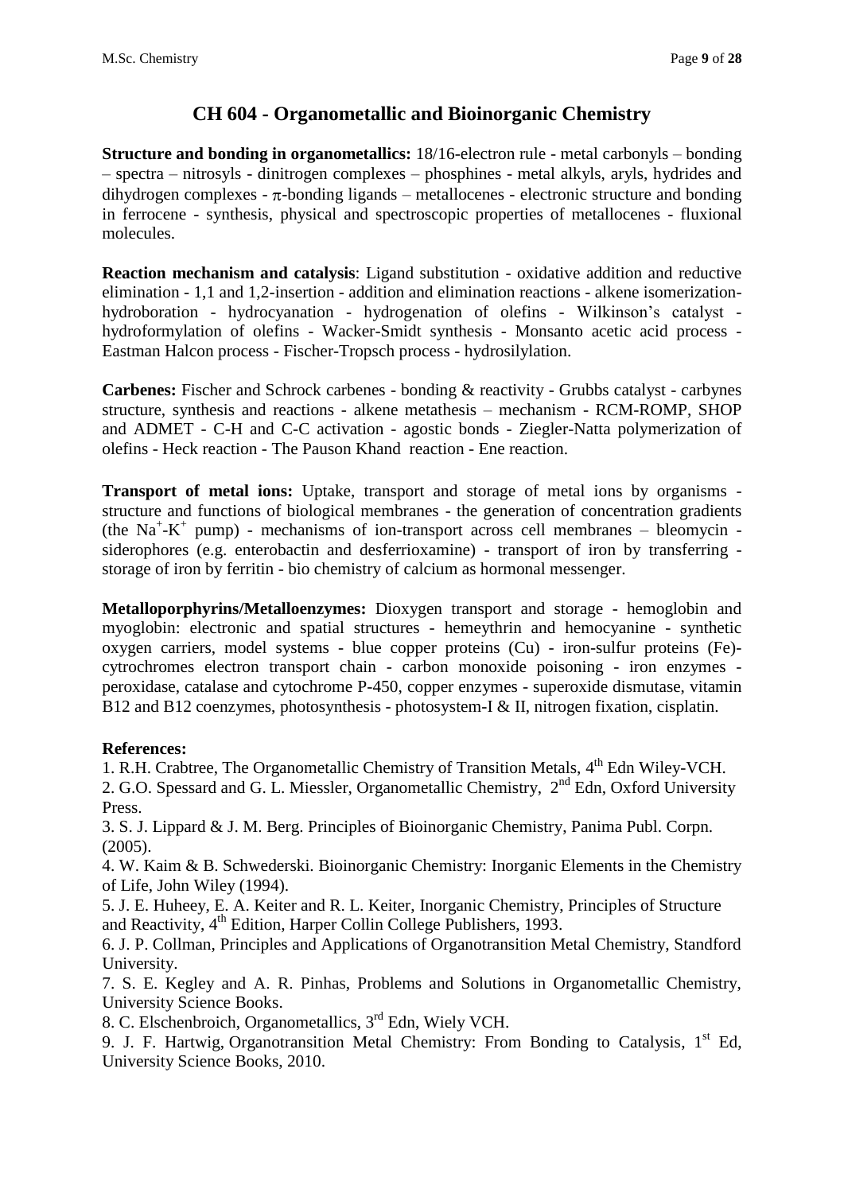# CH 604 - Organometallic and Bioinorganic Chemistry

**Structure and bonding in organometallics:** 18/16-electron rule - metal carbonyls – bonding – spectra – nitrosyls - dinitrogen complexes – phosphines - metal alkyls, aryls, hydrides and dihydrogen complexes - $\pi$-bonding ligands – metallocenes - electronic structure and bonding in ferrocene - synthesis, physical and spectroscopic properties of metallocenes - fluxional molecules.

**Reaction mechanism and catalysis**: Ligand substitution - oxidative addition and reductive elimination - 1,1 and 1,2-insertion - addition and elimination reactions - alkene isomerization-hydroboration - hydrocyanation - hydrogenation of olefins - Wilkinson's catalyst - hydroformylation of olefins - Wacker-Smidt synthesis - Monsanto acetic acid process - Eastman Halcon process - Fischer-Tropsch process - hydrosilylation.

**Carbenes:** Fischer and Schrock carbenes - bonding & reactivity - Grubbs catalyst - carbynes structure, synthesis and reactions - alkene metathesis – mechanism - RCM-ROMP, SHOP and ADMET - C-H and C-C activation - agostic bonds - Ziegler-Natta polymerization of olefins - Heck reaction - The Pauson Khand reaction - Ene reaction.

**Transport of metal ions:** Uptake, transport and storage of metal ions by organisms - structure and functions of biological membranes - the generation of concentration gradients (the $Na^+$-$K^+$ pump) - mechanisms of ion-transport across cell membranes – bleomycin - siderophores (e.g. enterobactin and desferrioxamine) - transport of iron by transferring - storage of iron by ferritin - bio chemistry of calcium as hormonal messenger.

**Metalloporphyrins/Metalloenzymes:** Dioxygen transport and storage - hemoglobin and myoglobin: electronic and spatial structures - hemeythrin and hemocyanine - synthetic oxygen carriers, model systems - blue copper proteins (Cu) - iron-sulfur proteins (Fe)- cytochromes electron transport chain - carbon monoxide poisoning - iron enzymes - peroxidase, catalase and cytochrome P-450, copper enzymes - superoxide dismutase, vitamin B12 and B12 coenzymes, photosynthesis - photosystem-I & II, nitrogen fixation, cisplatin.

**References:**

1. R.H. Crabtree, The Organometallic Chemistry of Transition Metals, 4th Edn Wiley-VCH.
2. G.O. Spessard and G. L. Miessler, Organometallic Chemistry, 2nd Edn, Oxford University Press.
3. S. J. Lippard & J. M. Berg. Principles of Bioinorganic Chemistry, Panima Publ. Corpn. (2005).
4. W. Kaim & B. Schwederski. Bioinorganic Chemistry: Inorganic Elements in the Chemistry of Life, John Wiley (1994).
5. J. E. Huheey, E. A. Keiter and R. L. Keiter, Inorganic Chemistry, Principles of Structure and Reactivity, 4th Edition, Harper Collin College Publishers, 1993.
6. J. P. Collman, Principles and Applications of Organotransition Metal Chemistry, Standford University.
7. S. E. Kegley and A. R. Pinhas, Problems and Solutions in Organometallic Chemistry, University Science Books.
8. C. Elschenbroich, Organometallics, 3rd Edn, Wiely VCH.
9. J. F. Hartwig, Organotransition Metal Chemistry: From Bonding to Catalysis, 1st Ed, University Science Books, 2010.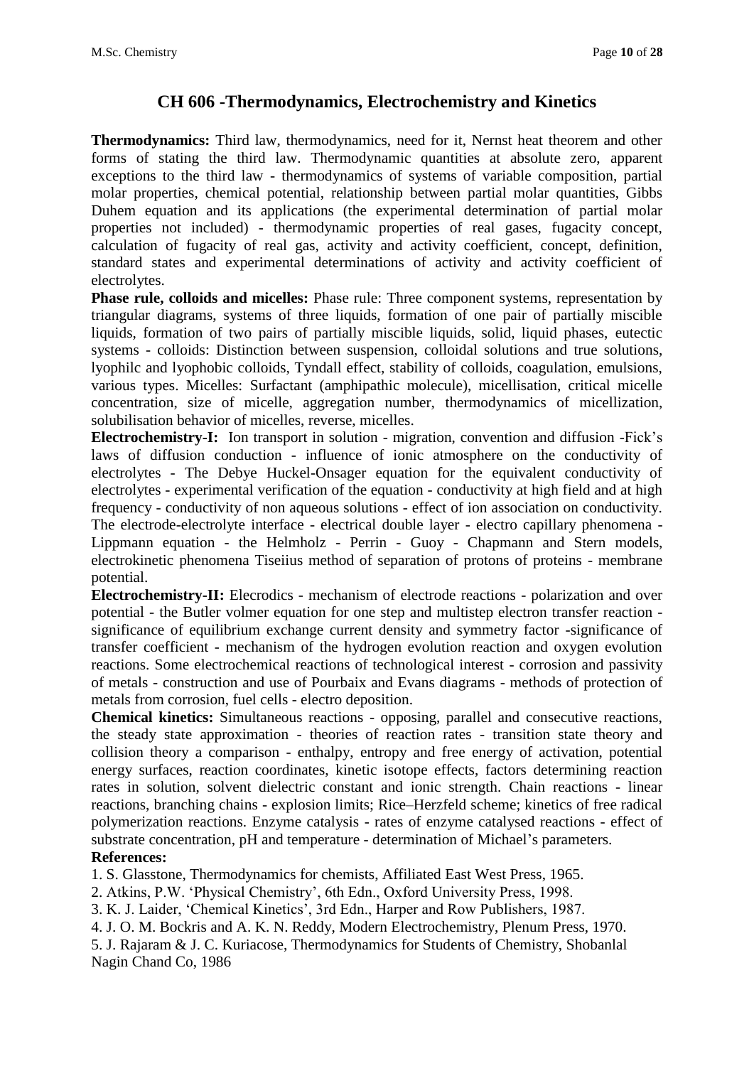# CH 606 -Thermodynamics, Electrochemistry and Kinetics

**Thermodynamics:** Third law, thermodynamics, need for it, Nernst heat theorem and other forms of stating the third law. Thermodynamic quantities at absolute zero, apparent exceptions to the third law - thermodynamics of systems of variable composition, partial molar properties, chemical potential, relationship between partial molar quantities, Gibbs Duhem equation and its applications (the experimental determination of partial molar properties not included) - thermodynamic properties of real gases, fugacity concept, calculation of fugacity of real gas, activity and activity coefficient, concept, definition, standard states and experimental determinations of activity and activity coefficient of electrolytes.

**Phase rule, colloids and micelles:** Phase rule: Three component systems, representation by triangular diagrams, systems of three liquids, formation of one pair of partially miscible liquids, formation of two pairs of partially miscible liquids, solid, liquid phases, eutectic systems - colloids: Distinction between suspension, colloidal solutions and true solutions, lyophilc and lyophobic colloids, Tyndall effect, stability of colloids, coagulation, emulsions, various types. Micelles: Surfactant (amphipathic molecule), micellisation, critical micelle concentration, size of micelle, aggregation number, thermodynamics of micellization, solubilisation behavior of micelles, reverse, micelles.

**Electrochemistry-I:** Ion transport in solution - migration, convention and diffusion -Fick's laws of diffusion conduction - influence of ionic atmosphere on the conductivity of electrolytes - The Debye Huckel-Onsager equation for the equivalent conductivity of electrolytes - experimental verification of the equation - conductivity at high field and at high frequency - conductivity of non aqueous solutions - effect of ion association on conductivity. The electrode-electrolyte interface - electrical double layer - electro capillary phenomena - Lippmann equation - the Helmholz - Perrin - Guoy - Chapmann and Stern models, electrokinetic phenomena Tiseiius method of separation of protons of proteins - membrane potential.

**Electrochemistry-II:** Elecrodics - mechanism of electrode reactions - polarization and over potential - the Butler volmer equation for one step and multistep electron transfer reaction - significance of equilibrium exchange current density and symmetry factor -significance of transfer coefficient - mechanism of the hydrogen evolution reaction and oxygen evolution reactions. Some electrochemical reactions of technological interest - corrosion and passivity of metals - construction and use of Pourbaix and Evans diagrams - methods of protection of metals from corrosion, fuel cells - electro deposition.

**Chemical kinetics:** Simultaneous reactions - opposing, parallel and consecutive reactions, the steady state approximation - theories of reaction rates - transition state theory and collision theory a comparison - enthalpy, entropy and free energy of activation, potential energy surfaces, reaction coordinates, kinetic isotope effects, factors determining reaction rates in solution, solvent dielectric constant and ionic strength. Chain reactions - linear reactions, branching chains - explosion limits; Rice–Herzfeld scheme; kinetics of free radical polymerization reactions. Enzyme catalysis - rates of enzyme catalysed reactions - effect of substrate concentration, pH and temperature - determination of Michael's parameters.

**References:**

1. S. Glasstone, Thermodynamics for chemists, Affiliated East West Press, 1965.
2. Atkins, P.W. 'Physical Chemistry', 6th Edn., Oxford University Press, 1998.
3. K. J. Laider, 'Chemical Kinetics', 3rd Edn., Harper and Row Publishers, 1987.
4. J. O. M. Bockris and A. K. N. Reddy, Modern Electrochemistry, Plenum Press, 1970.
5. J. Rajaram & J. C. Kuriacose, Thermodynamics for Students of Chemistry, Shobanlal Nagin Chand Co, 1986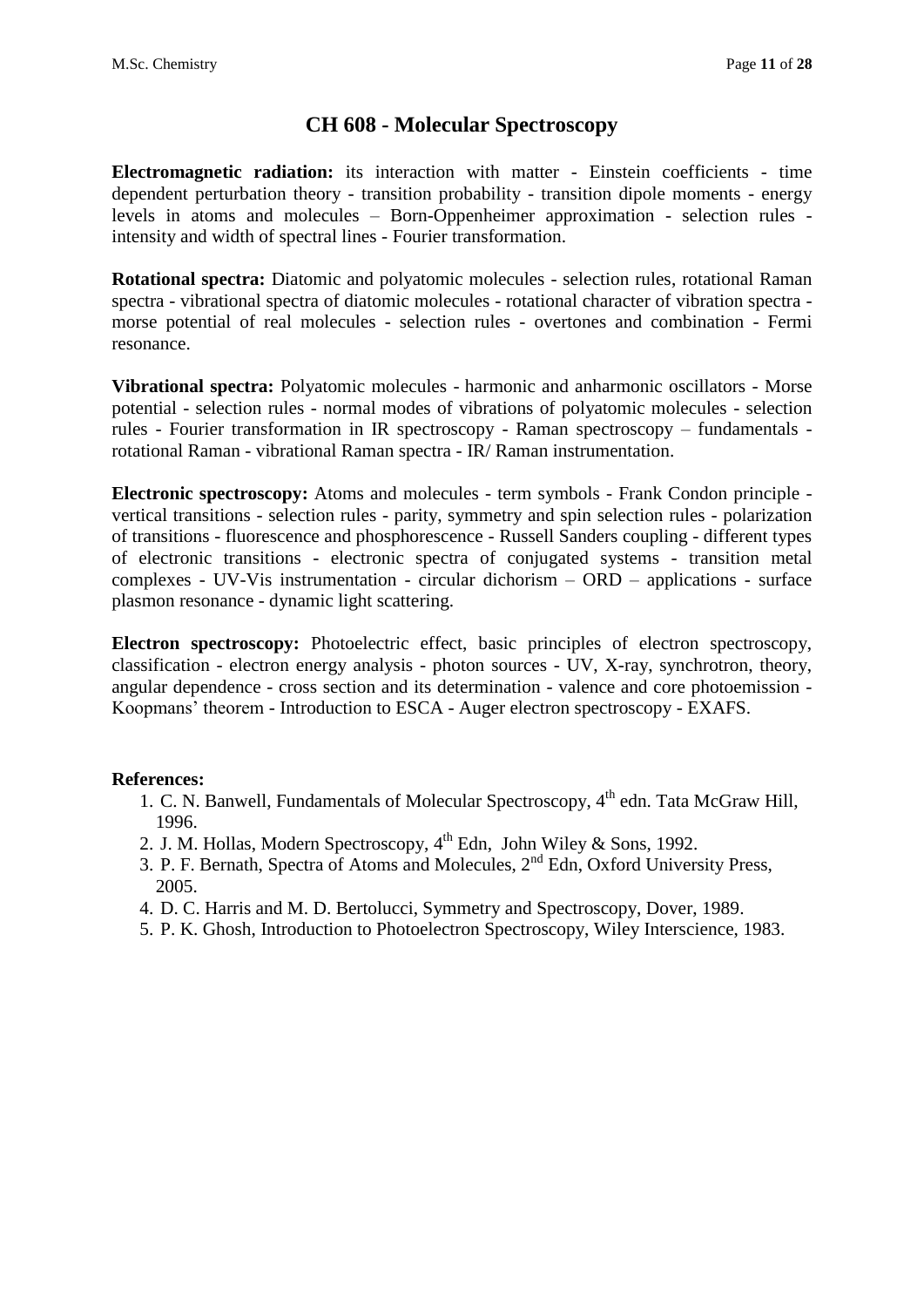# CH 608 - Molecular Spectroscopy

**Electromagnetic radiation:** its interaction with matter - Einstein coefficients - time dependent perturbation theory - transition probability - transition dipole moments - energy levels in atoms and molecules – Born-Oppenheimer approximation - selection rules - intensity and width of spectral lines - Fourier transformation.

**Rotational spectra:** Diatomic and polyatomic molecules - selection rules, rotational Raman spectra - vibrational spectra of diatomic molecules - rotational character of vibration spectra - morse potential of real molecules - selection rules - overtones and combination - Fermi resonance.

**Vibrational spectra:** Polyatomic molecules - harmonic and anharmonic oscillators - Morse potential - selection rules - normal modes of vibrations of polyatomic molecules - selection rules - Fourier transformation in IR spectroscopy - Raman spectroscopy – fundamentals - rotational Raman - vibrational Raman spectra - IR/ Raman instrumentation.

**Electronic spectroscopy:** Atoms and molecules - term symbols - Frank Condon principle - vertical transitions - selection rules - parity, symmetry and spin selection rules - polarization of transitions - fluorescence and phosphorescence - Russell Sanders coupling - different types of electronic transitions - electronic spectra of conjugated systems - transition metal complexes - UV-Vis instrumentation - circular dichorism – ORD – applications - surface plasmon resonance - dynamic light scattering.

**Electron spectroscopy:** Photoelectric effect, basic principles of electron spectroscopy, classification - electron energy analysis - photon sources - UV, X-ray, synchrotron, theory, angular dependence - cross section and its determination - valence and core photoemission - Koopmans' theorem - Introduction to ESCA - Auger electron spectroscopy - EXAFS.

**References:**

1. C. N. Banwell, Fundamentals of Molecular Spectroscopy, 4th edn. Tata McGraw Hill, 1996.
2. J. M. Hollas, Modern Spectroscopy, 4th Edn, John Wiley & Sons, 1992.
3. P. F. Bernath, Spectra of Atoms and Molecules, 2nd Edn, Oxford University Press, 2005.
4. D. C. Harris and M. D. Bertolucci, Symmetry and Spectroscopy, Dover, 1989.
5. P. K. Ghosh, Introduction to Photoelectron Spectroscopy, Wiley Interscience, 1983.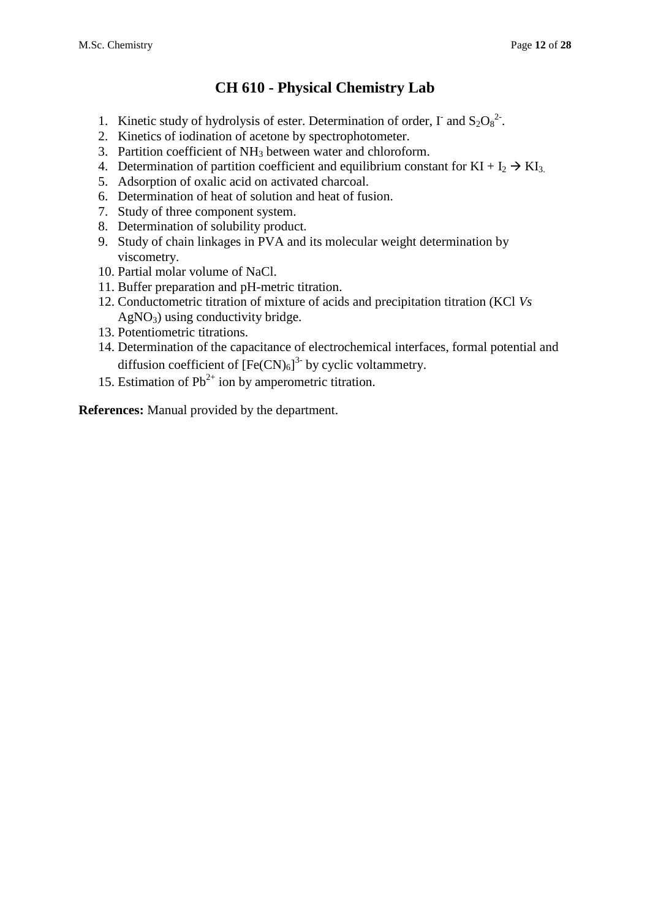# CH 610 - Physical Chemistry Lab

1. Kinetic study of hydrolysis of ester. Determination of order, $I^-$ and $S_2O_8^{2-}$.
2. Kinetics of iodination of acetone by spectrophotometer.
3. Partition coefficient of $NH_3$ between water and chloroform.
4. Determination of partition coefficient and equilibrium constant for $KI + I_2 \rightarrow KI_3$.
5. Adsorption of oxalic acid on activated charcoal.
6. Determination of heat of solution and heat of fusion.
7. Study of three component system.
8. Determination of solubility product.
9. Study of chain linkages in PVA and its molecular weight determination by viscometry.
10. Partial molar volume of NaCl.
11. Buffer preparation and pH-metric titration.
12. Conductometric titration of mixture of acids and precipitation titration (KCl *Vs* $AgNO_3$) using conductivity bridge.
13. Potentiometric titrations.
14. Determination of the capacitance of electrochemical interfaces, formal potential and diffusion coefficient of $[Fe(CN)_6]^{3-}$ by cyclic voltammetry.
15. Estimation of $Pb^{2+}$ ion by amperometric titration.

**References:** Manual provided by the department.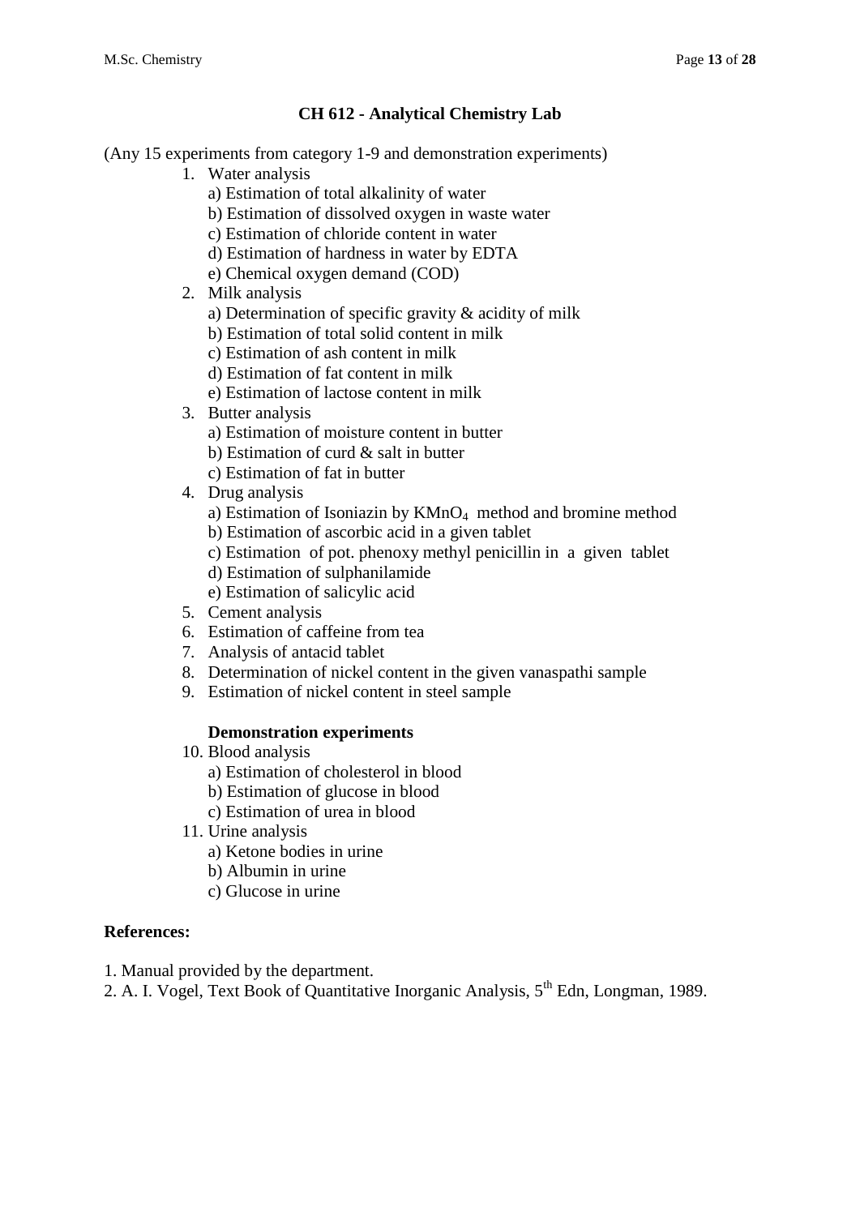## CH 612 - Analytical Chemistry Lab

(Any 15 experiments from category 1-9 and demonstration experiments)

1. Water analysis
   a) Estimation of total alkalinity of water
   b) Estimation of dissolved oxygen in waste water
   c) Estimation of chloride content in water
   d) Estimation of hardness in water by EDTA
   e) Chemical oxygen demand (COD)
2. Milk analysis
   a) Determination of specific gravity & acidity of milk
   b) Estimation of total solid content in milk
   c) Estimation of ash content in milk
   d) Estimation of fat content in milk
   e) Estimation of lactose content in milk
3. Butter analysis
   a) Estimation of moisture content in butter
   b) Estimation of curd & salt in butter
   c) Estimation of fat in butter
4. Drug analysis
   a) Estimation of Isoniazin by $KMnO_4$ method and bromine method
   b) Estimation of ascorbic acid in a given tablet
   c) Estimation of pot. phenoxy methyl penicillin in a given tablet
   d) Estimation of sulphanilamide
   e) Estimation of salicylic acid
5. Cement analysis
6. Estimation of caffeine from tea
7. Analysis of antacid tablet
8. Determination of nickel content in the given vanaspathi sample
9. Estimation of nickel content in steel sample

**Demonstration experiments**

10. Blood analysis
    a) Estimation of cholesterol in blood
    b) Estimation of glucose in blood
    c) Estimation of urea in blood
11. Urine analysis
    a) Ketone bodies in urine
    b) Albumin in urine
    c) Glucose in urine

**References:**

1. Manual provided by the department.
2. A. I. Vogel, Text Book of Quantitative Inorganic Analysis, $5^{th}$ Edn, Longman, 1989.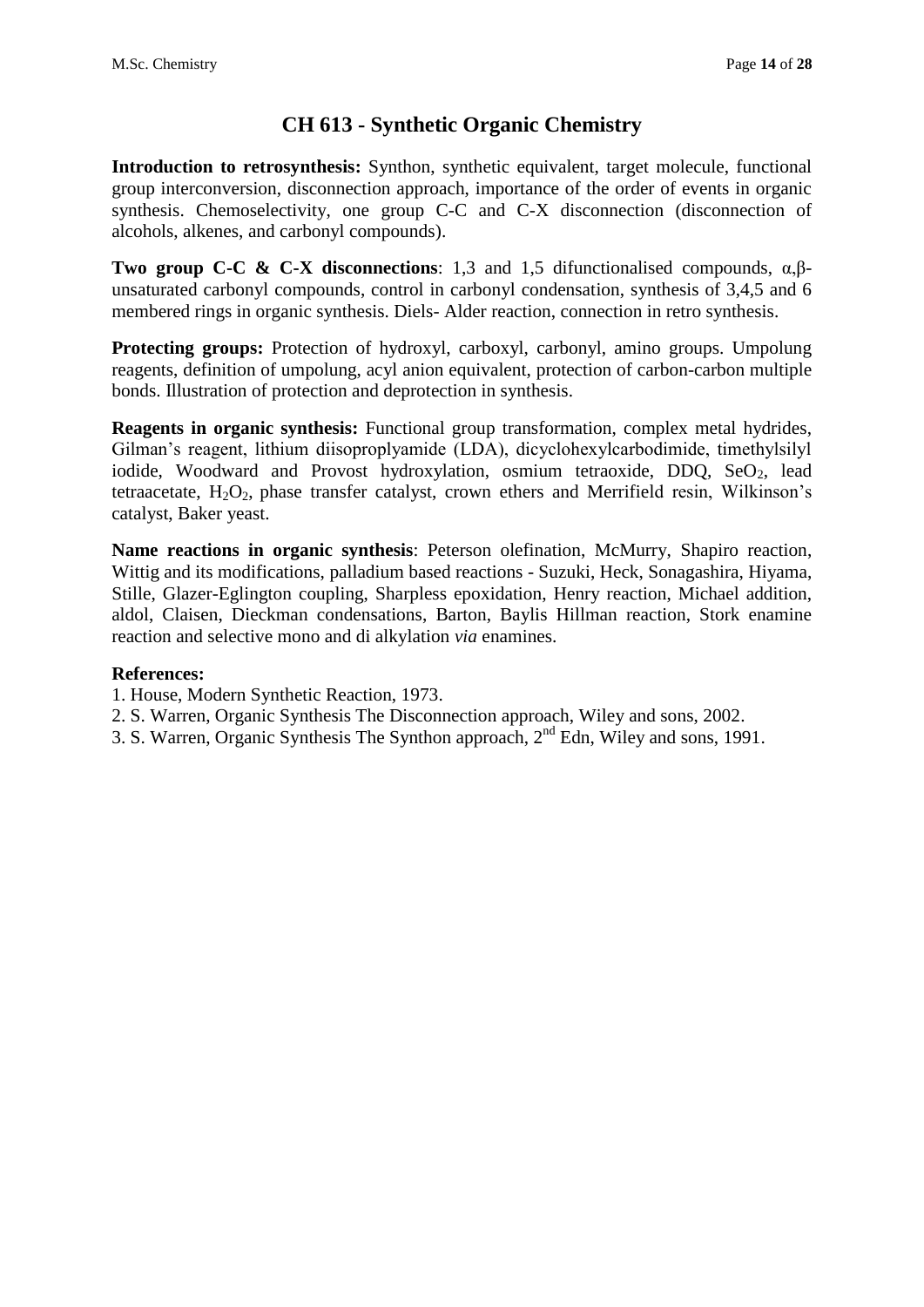# CH 613 - Synthetic Organic Chemistry

**Introduction to retrosynthesis:** Synthon, synthetic equivalent, target molecule, functional group interconversion, disconnection approach, importance of the order of events in organic synthesis. Chemoselectivity, one group C-C and C-X disconnection (disconnection of alcohols, alkenes, and carbonyl compounds).

**Two group C-C & C-X disconnections**: 1,3 and 1,5 difunctionalised compounds, α,β-unsaturated carbonyl compounds, control in carbonyl condensation, synthesis of 3,4,5 and 6 membered rings in organic synthesis. Diels- Alder reaction, connection in retro synthesis.

**Protecting groups:** Protection of hydroxyl, carboxyl, carbonyl, amino groups. Umpolung reagents, definition of umpolung, acyl anion equivalent, protection of carbon-carbon multiple bonds. Illustration of protection and deprotection in synthesis.

**Reagents in organic synthesis:** Functional group transformation, complex metal hydrides, Gilman's reagent, lithium diisoproplyamide (LDA), dicyclohexylcarbodimide, timethylsilyl iodide, Woodward and Provost hydroxylation, osmium tetraoxide, DDQ, $SeO_2$, lead tetraacetate, $H_2O_2$, phase transfer catalyst, crown ethers and Merrifield resin, Wilkinson's catalyst, Baker yeast.

**Name reactions in organic synthesis**: Peterson olefination, McMurry, Shapiro reaction, Wittig and its modifications, palladium based reactions - Suzuki, Heck, Sonagashira, Hiyama, Stille, Glazer-Eglington coupling, Sharpless epoxidation, Henry reaction, Michael addition, aldol, Claisen, Dieckman condensations, Barton, Baylis Hillman reaction, Stork enamine reaction and selective mono and di alkylation *via* enamines.

**References:**

1. House, Modern Synthetic Reaction, 1973.
2. S. Warren, Organic Synthesis The Disconnection approach, Wiley and sons, 2002.
3. S. Warren, Organic Synthesis The Synthon approach, 2nd Edn, Wiley and sons, 1991.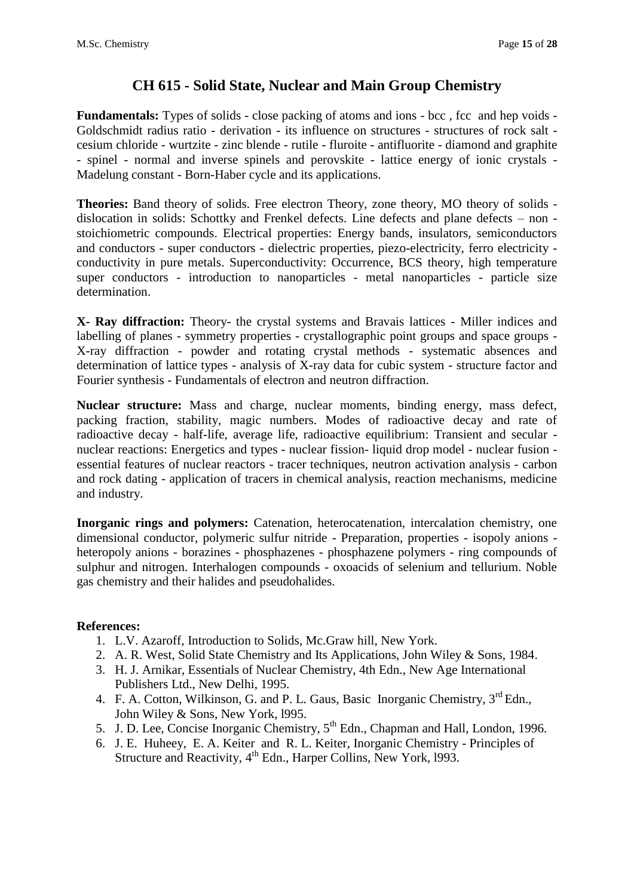# CH 615 - Solid State, Nuclear and Main Group Chemistry

**Fundamentals:** Types of solids - close packing of atoms and ions - bcc , fcc and hcp voids - Goldschmidt radius ratio - derivation - its influence on structures - structures of rock salt - cesium chloride - wurtzite - zinc blende - rutile - fluroite - antifluorite - diamond and graphite - spinel - normal and inverse spinels and perovskite - lattice energy of ionic crystals - Madelung constant - Born-Haber cycle and its applications.

**Theories:** Band theory of solids. Free electron Theory, zone theory, MO theory of solids - dislocation in solids: Schottky and Frenkel defects. Line defects and plane defects – non - stoichiometric compounds. Electrical properties: Energy bands, insulators, semiconductors and conductors - super conductors - dielectric properties, piezo-electricity, ferro electricity - conductivity in pure metals. Superconductivity: Occurrence, BCS theory, high temperature super conductors - introduction to nanoparticles - metal nanoparticles - particle size determination.

**X- Ray diffraction:** Theory- the crystal systems and Bravais lattices - Miller indices and labelling of planes - symmetry properties - crystallographic point groups and space groups - X-ray diffraction - powder and rotating crystal methods - systematic absences and determination of lattice types - analysis of X-ray data for cubic system - structure factor and Fourier synthesis - Fundamentals of electron and neutron diffraction.

**Nuclear structure:** Mass and charge, nuclear moments, binding energy, mass defect, packing fraction, stability, magic numbers. Modes of radioactive decay and rate of radioactive decay - half-life, average life, radioactive equilibrium: Transient and secular - nuclear reactions: Energetics and types - nuclear fission- liquid drop model - nuclear fusion - essential features of nuclear reactors - tracer techniques, neutron activation analysis - carbon and rock dating - application of tracers in chemical analysis, reaction mechanisms, medicine and industry.

**Inorganic rings and polymers:** Catenation, heterocatenation, intercalation chemistry, one dimensional conductor, polymeric sulfur nitride - Preparation, properties - isopoly anions - heteropoly anions - borazines - phosphazenes - phosphazene polymers - ring compounds of sulphur and nitrogen. Interhalogen compounds - oxoacids of selenium and tellurium. Noble gas chemistry and their halides and pseudohalides.

**References:**

1. L.V. Azaroff, Introduction to Solids, Mc.Graw hill, New York.
2. A. R. West, Solid State Chemistry and Its Applications, John Wiley & Sons, 1984.
3. H. J. Arnikar, Essentials of Nuclear Chemistry, 4th Edn., New Age International Publishers Ltd., New Delhi, 1995.
4. F. A. Cotton, Wilkinson, G. and P. L. Gaus, Basic Inorganic Chemistry, 3rd Edn., John Wiley & Sons, New York, l995.
5. J. D. Lee, Concise Inorganic Chemistry, 5th Edn., Chapman and Hall, London, 1996.
6. J. E. Huheey, E. A. Keiter and R. L. Keiter, Inorganic Chemistry - Principles of Structure and Reactivity, 4th Edn., Harper Collins, New York, l993.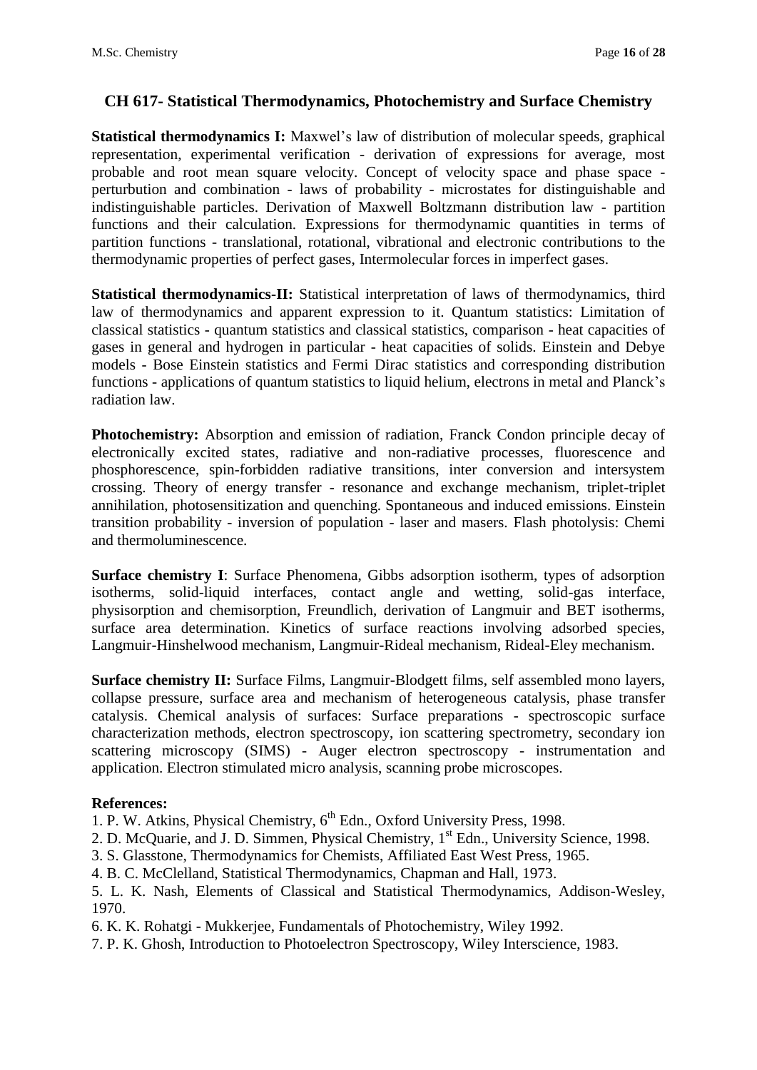## CH 617- Statistical Thermodynamics, Photochemistry and Surface Chemistry

**Statistical thermodynamics I:** Maxwel's law of distribution of molecular speeds, graphical representation, experimental verification - derivation of expressions for average, most probable and root mean square velocity. Concept of velocity space and phase space - perturbution and combination - laws of probability - microstates for distinguishable and indistinguishable particles. Derivation of Maxwell Boltzmann distribution law - partition functions and their calculation. Expressions for thermodynamic quantities in terms of partition functions - translational, rotational, vibrational and electronic contributions to the thermodynamic properties of perfect gases, Intermolecular forces in imperfect gases.

**Statistical thermodynamics-II:** Statistical interpretation of laws of thermodynamics, third law of thermodynamics and apparent expression to it. Quantum statistics: Limitation of classical statistics - quantum statistics and classical statistics, comparison - heat capacities of gases in general and hydrogen in particular - heat capacities of solids. Einstein and Debye models - Bose Einstein statistics and Fermi Dirac statistics and corresponding distribution functions - applications of quantum statistics to liquid helium, electrons in metal and Planck's radiation law.

**Photochemistry:** Absorption and emission of radiation, Franck Condon principle decay of electronically excited states, radiative and non-radiative processes, fluorescence and phosphorescence, spin-forbidden radiative transitions, inter conversion and intersystem crossing. Theory of energy transfer - resonance and exchange mechanism, triplet-triplet annihilation, photosensitization and quenching. Spontaneous and induced emissions. Einstein transition probability - inversion of population - laser and masers. Flash photolysis: Chemi and thermoluminescence.

**Surface chemistry I**: Surface Phenomena, Gibbs adsorption isotherm, types of adsorption isotherms, solid-liquid interfaces, contact angle and wetting, solid-gas interface, physisorption and chemisorption, Freundlich, derivation of Langmuir and BET isotherms, surface area determination. Kinetics of surface reactions involving adsorbed species, Langmuir-Hinshelwood mechanism, Langmuir-Rideal mechanism, Rideal-Eley mechanism.

**Surface chemistry II:** Surface Films, Langmuir-Blodgett films, self assembled mono layers, collapse pressure, surface area and mechanism of heterogeneous catalysis, phase transfer catalysis. Chemical analysis of surfaces: Surface preparations - spectroscopic surface characterization methods, electron spectroscopy, ion scattering spectrometry, secondary ion scattering microscopy (SIMS) - Auger electron spectroscopy - instrumentation and application. Electron stimulated micro analysis, scanning probe microscopes.

**References:**

1. P. W. Atkins, Physical Chemistry, 6th Edn., Oxford University Press, 1998.
2. D. McQuarie, and J. D. Simmen, Physical Chemistry, 1st Edn., University Science, 1998.
3. S. Glasstone, Thermodynamics for Chemists, Affiliated East West Press, 1965.
4. B. C. McClelland, Statistical Thermodynamics, Chapman and Hall, 1973.
5. L. K. Nash, Elements of Classical and Statistical Thermodynamics, Addison-Wesley, 1970.
6. K. K. Rohatgi - Mukkerjee, Fundamentals of Photochemistry, Wiley 1992.
7. P. K. Ghosh, Introduction to Photoelectron Spectroscopy, Wiley Interscience, 1983.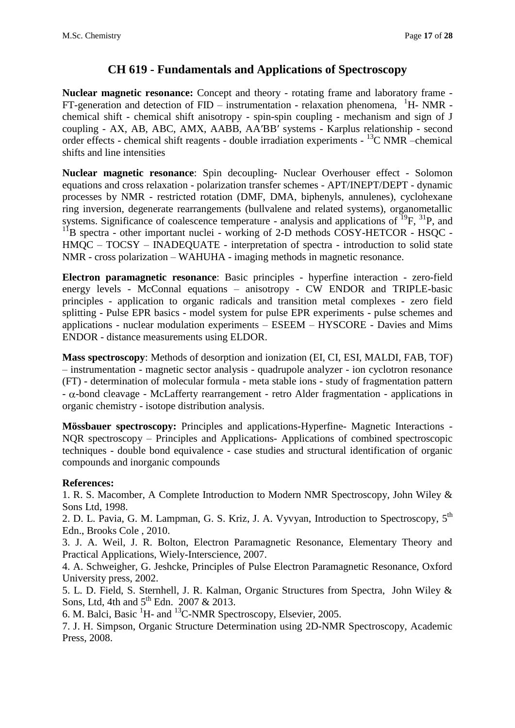# CH 619 - Fundamentals and Applications of Spectroscopy

**Nuclear magnetic resonance:** Concept and theory - rotating frame and laboratory frame - FT-generation and detection of FID – instrumentation - relaxation phenomena, $^{1}$H- NMR - chemical shift - chemical shift anisotropy - spin-spin coupling - mechanism and sign of J coupling - AX, AB, ABC, AMX, AABB, AA′BB′ systems - Karplus relationship - second order effects - chemical shift reagents - double irradiation experiments - $^{13}$C NMR –chemical shifts and line intensities

**Nuclear magnetic resonance**: Spin decoupling- Nuclear Overhauser effect - Solomon equations and cross relaxation - polarization transfer schemes - APT/INEPT/DEPT - dynamic processes by NMR - restricted rotation (DMF, DMA, biphenyls, annulenes), cyclohexane ring inversion, degenerate rearrangements (bullvalene and related systems), organometallic systems. Significance of coalescence temperature - analysis and applications of $^{19}$F, $^{31}$P, and $^{11}$B spectra - other important nuclei - working of 2-D methods COSY-HETCOR - HSQC - HMQC – TOCSY – INADEQUATE - interpretation of spectra - introduction to solid state NMR - cross polarization – WAHUHA - imaging methods in magnetic resonance.

**Electron paramagnetic resonance**: Basic principles - hyperfine interaction - zero-field energy levels - McConnal equations – anisotropy - CW ENDOR and TRIPLE-basic principles - application to organic radicals and transition metal complexes - zero field splitting - Pulse EPR basics - model system for pulse EPR experiments - pulse schemes and applications - nuclear modulation experiments – ESEEM – HYSCORE - Davies and Mims ENDOR - distance measurements using ELDOR.

**Mass spectroscopy**: Methods of desorption and ionization (EI, CI, ESI, MALDI, FAB, TOF) – instrumentation - magnetic sector analysis – quadrupole analyzer - ion cyclotron resonance (FT) - determination of molecular formula - meta stable ions - study of fragmentation pattern - $\alpha$-bond cleavage - McLafferty rearrangement - retro Alder fragmentation - applications in organic chemistry - isotope distribution analysis.

**Mössbauer spectroscopy:** Principles and applications-Hyperfine- Magnetic Interactions - NQR spectroscopy – Principles and Applications- Applications of combined spectroscopic techniques - double bond equivalence - case studies and structural identification of organic compounds and inorganic compounds

**References:**

1. R. S. Macomber, A Complete Introduction to Modern NMR Spectroscopy, John Wiley & Sons Ltd, 1998.
2. D. L. Pavia, G. M. Lampman, G. S. Kriz, J. A. Vyvyan, Introduction to Spectroscopy, 5$^{th}$ Edn., Brooks Cole , 2010.
3. J. A. Weil, J. R. Bolton, Electron Paramagnetic Resonance, Elementary Theory and Practical Applications, Wiely-Interscience, 2007.
4. A. Schweigher, G. Jeshcke, Principles of Pulse Electron Paramagnetic Resonance, Oxford University press, 2002.
5. L. D. Field, S. Sternhell, J. R. Kalman, Organic Structures from Spectra, John Wiley & Sons, Ltd, 4th and 5$^{th}$ Edn. 2007 & 2013.
6. M. Balci, Basic $^{1}$H- and $^{13}$C-NMR Spectroscopy, Elsevier, 2005.
7. J. H. Simpson, Organic Structure Determination using 2D-NMR Spectroscopy, Academic Press, 2008.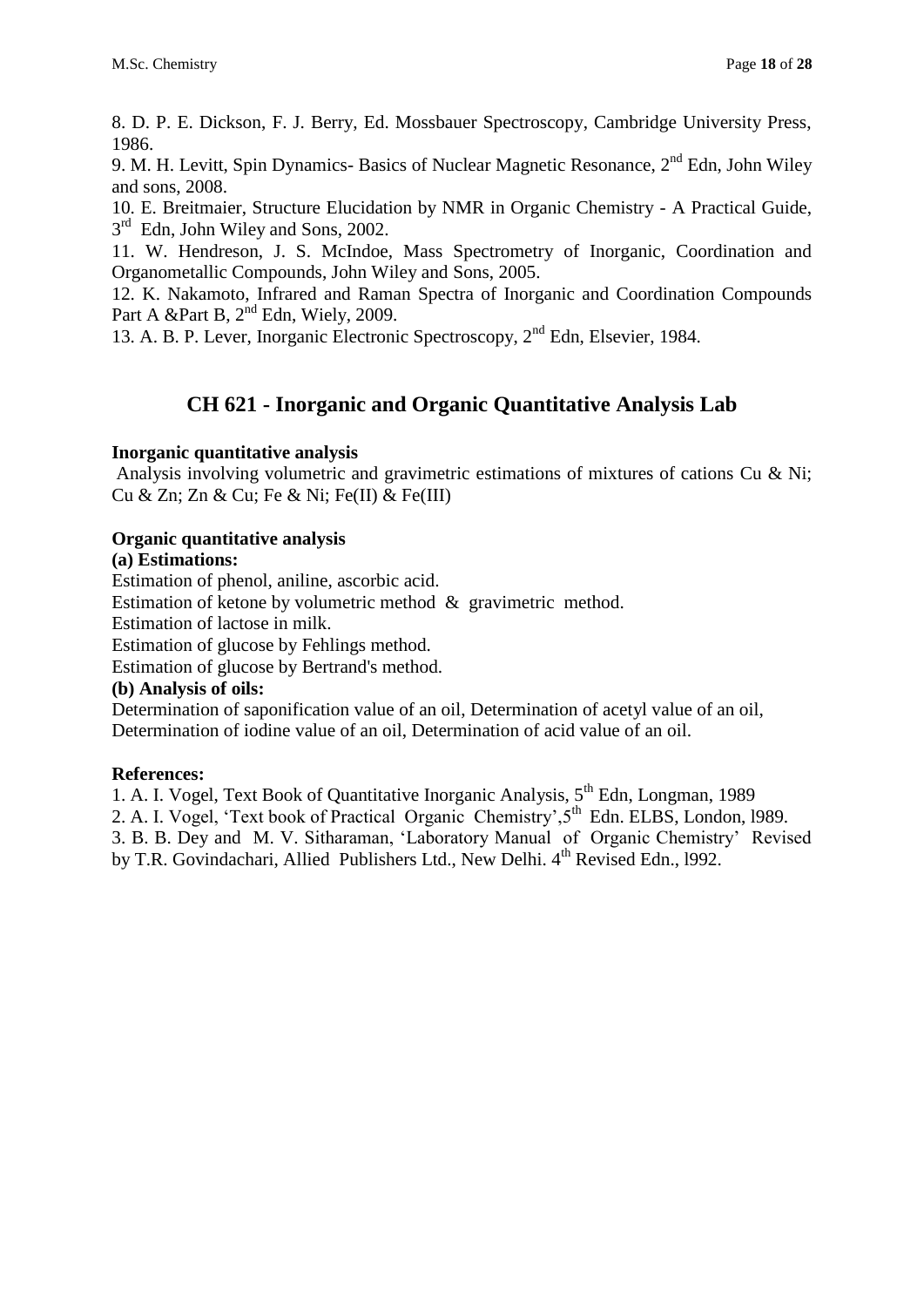8. D. P. E. Dickson, F. J. Berry, Ed. Mossbauer Spectroscopy, Cambridge University Press, 1986.

9. M. H. Levitt, Spin Dynamics- Basics of Nuclear Magnetic Resonance, 2nd Edn, John Wiley and sons, 2008.

10. E. Breitmaier, Structure Elucidation by NMR in Organic Chemistry - A Practical Guide, 3rd Edn, John Wiley and Sons, 2002.

11. W. Hendreson, J. S. McIndoe, Mass Spectrometry of Inorganic, Coordination and Organometallic Compounds, John Wiley and Sons, 2005.

12. K. Nakamoto, Infrared and Raman Spectra of Inorganic and Coordination Compounds Part A &Part B, 2nd Edn, Wiely, 2009.

13. A. B. P. Lever, Inorganic Electronic Spectroscopy, 2nd Edn, Elsevier, 1984.

## CH 621 - Inorganic and Organic Quantitative Analysis Lab

**Inorganic quantitative analysis**

Analysis involving volumetric and gravimetric estimations of mixtures of cations Cu & Ni; Cu & Zn; Zn & Cu; Fe & Ni; Fe(II) & Fe(III)

**Organic quantitative analysis**

**(a) Estimations:**

Estimation of phenol, aniline, ascorbic acid.

Estimation of ketone by volumetric method & gravimetric method.

Estimation of lactose in milk.

Estimation of glucose by Fehlings method.

Estimation of glucose by Bertrand's method.

**(b) Analysis of oils:**

Determination of saponification value of an oil, Determination of acetyl value of an oil, Determination of iodine value of an oil, Determination of acid value of an oil.

**References:**

1. A. I. Vogel, Text Book of Quantitative Inorganic Analysis, 5th Edn, Longman, 1989
2. A. I. Vogel, 'Text book of Practical Organic Chemistry',5th Edn. ELBS, London, l989.
3. B. B. Dey and M. V. Sitharaman, 'Laboratory Manual of Organic Chemistry' Revised by T.R. Govindachari, Allied Publishers Ltd., New Delhi. 4th Revised Edn., l992.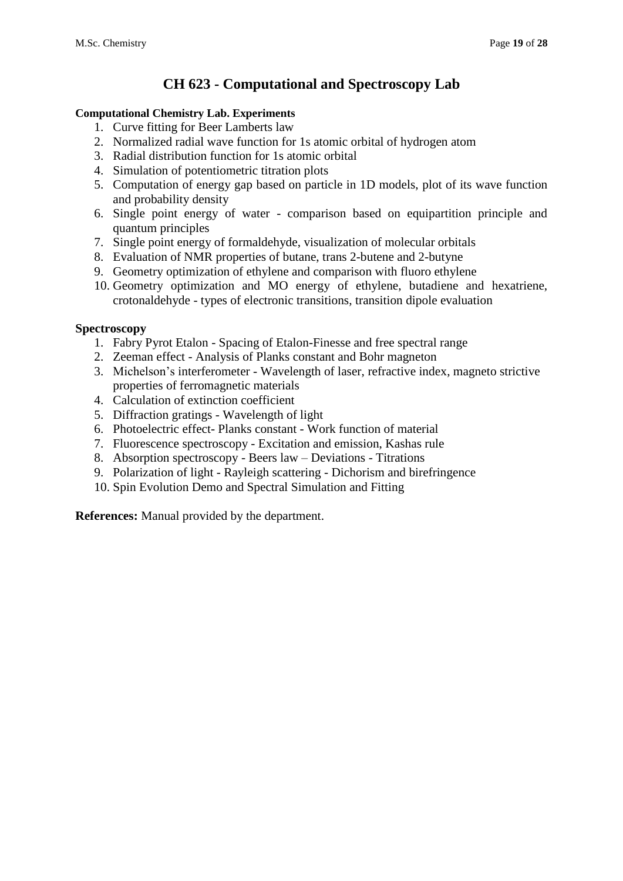# CH 623 - Computational and Spectroscopy Lab

**Computational Chemistry Lab. Experiments**

1. Curve fitting for Beer Lamberts law
2. Normalized radial wave function for 1s atomic orbital of hydrogen atom
3. Radial distribution function for 1s atomic orbital
4. Simulation of potentiometric titration plots
5. Computation of energy gap based on particle in 1D models, plot of its wave function and probability density
6. Single point energy of water - comparison based on equipartition principle and quantum principles
7. Single point energy of formaldehyde, visualization of molecular orbitals
8. Evaluation of NMR properties of butane, trans 2-butene and 2-butyne
9. Geometry optimization of ethylene and comparison with fluoro ethylene
10. Geometry optimization and MO energy of ethylene, butadiene and hexatriene, crotonaldehyde - types of electronic transitions, transition dipole evaluation

**Spectroscopy**

1. Fabry Pyrot Etalon - Spacing of Etalon-Finesse and free spectral range
2. Zeeman effect - Analysis of Planks constant and Bohr magneton
3. Michelson's interferometer - Wavelength of laser, refractive index, magneto strictive properties of ferromagnetic materials
4. Calculation of extinction coefficient
5. Diffraction gratings - Wavelength of light
6. Photoelectric effect- Planks constant - Work function of material
7. Fluorescence spectroscopy - Excitation and emission, Kashas rule
8. Absorption spectroscopy - Beers law – Deviations - Titrations
9. Polarization of light - Rayleigh scattering - Dichorism and birefringence
10. Spin Evolution Demo and Spectral Simulation and Fitting

**References:** Manual provided by the department.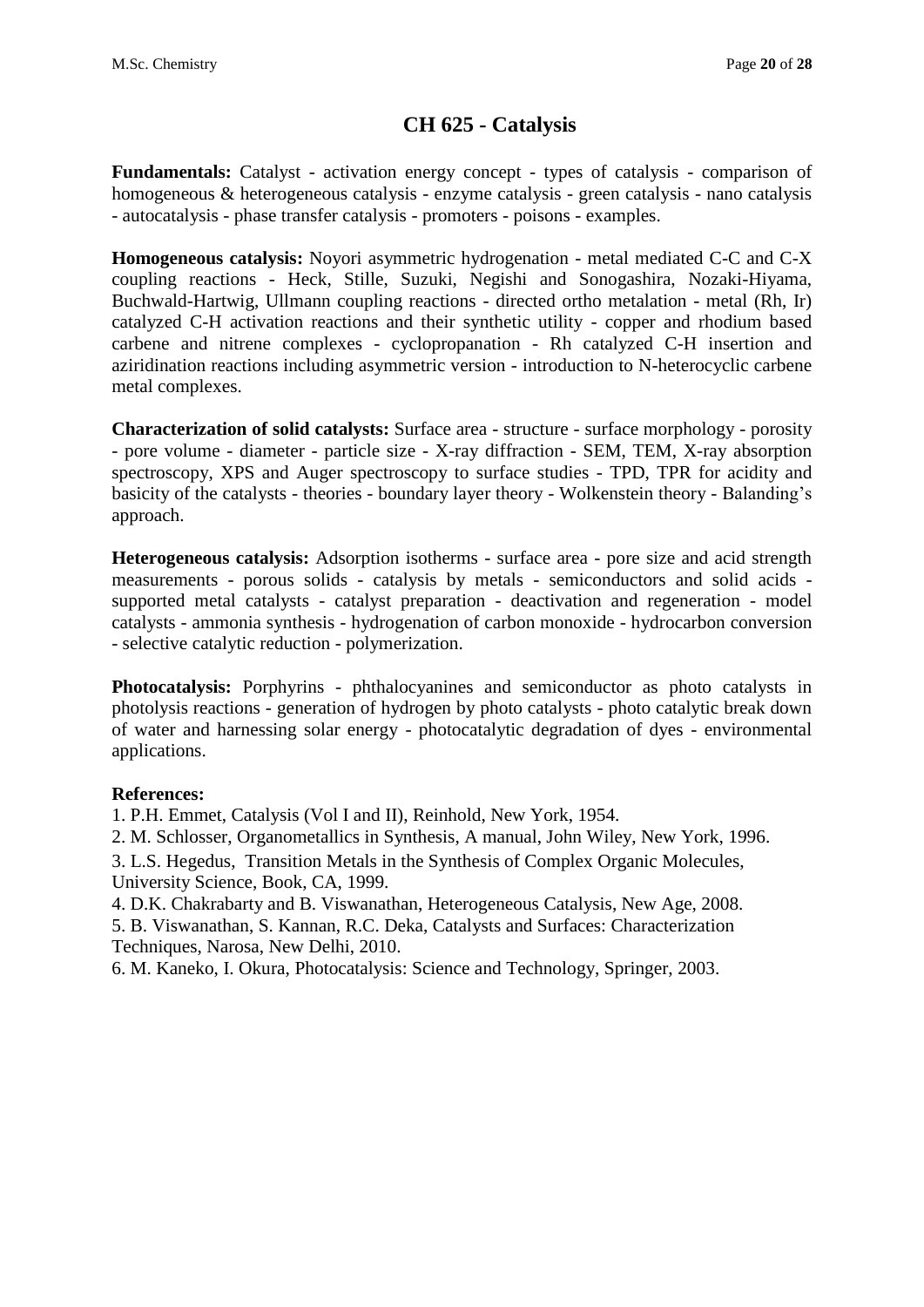# CH 625 - Catalysis

**Fundamentals:** Catalyst - activation energy concept - types of catalysis - comparison of homogeneous & heterogeneous catalysis - enzyme catalysis - green catalysis - nano catalysis - autocatalysis - phase transfer catalysis - promoters - poisons - examples.

**Homogeneous catalysis:** Noyori asymmetric hydrogenation - metal mediated C-C and C-X coupling reactions - Heck, Stille, Suzuki, Negishi and Sonogashira, Nozaki-Hiyama, Buchwald-Hartwig, Ullmann coupling reactions - directed ortho metalation - metal (Rh, Ir) catalyzed C-H activation reactions and their synthetic utility - copper and rhodium based carbene and nitrene complexes - cyclopropanation - Rh catalyzed C-H insertion and aziridination reactions including asymmetric version - introduction to N-heterocyclic carbene metal complexes.

**Characterization of solid catalysts:** Surface area - structure - surface morphology - porosity - pore volume - diameter - particle size - X-ray diffraction - SEM, TEM, X-ray absorption spectroscopy, XPS and Auger spectroscopy to surface studies - TPD, TPR for acidity and basicity of the catalysts - theories - boundary layer theory - Wolkenstein theory - Balanding's approach.

**Heterogeneous catalysis:** Adsorption isotherms - surface area - pore size and acid strength measurements - porous solids - catalysis by metals - semiconductors and solid acids - supported metal catalysts - catalyst preparation - deactivation and regeneration - model catalysts - ammonia synthesis - hydrogenation of carbon monoxide - hydrocarbon conversion - selective catalytic reduction - polymerization.

**Photocatalysis:** Porphyrins - phthalocyanines and semiconductor as photo catalysts in photolysis reactions - generation of hydrogen by photo catalysts - photo catalytic break down of water and harnessing solar energy - photocatalytic degradation of dyes - environmental applications.

**References:**

1. P.H. Emmet, Catalysis (Vol I and II), Reinhold, New York, 1954.
2. M. Schlosser, Organometallics in Synthesis, A manual, John Wiley, New York, 1996.
3. L.S. Hegedus, Transition Metals in the Synthesis of Complex Organic Molecules, University Science, Book, CA, 1999.
4. D.K. Chakrabarty and B. Viswanathan, Heterogeneous Catalysis, New Age, 2008.
5. B. Viswanathan, S. Kannan, R.C. Deka, Catalysts and Surfaces: Characterization Techniques, Narosa, New Delhi, 2010.
6. M. Kaneko, I. Okura, Photocatalysis: Science and Technology, Springer, 2003.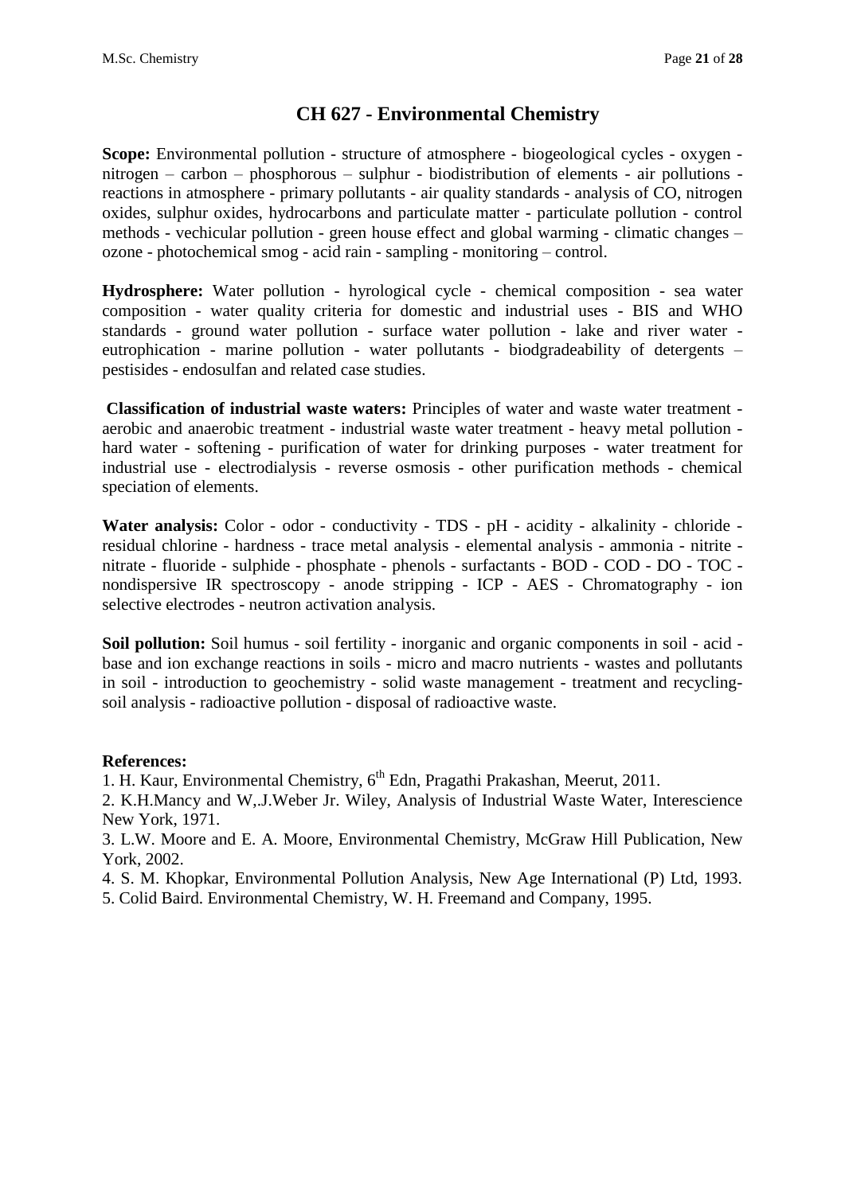# CH 627 - Environmental Chemistry

**Scope:** Environmental pollution - structure of atmosphere - biogeological cycles - oxygen - nitrogen – carbon – phosphorous – sulphur - biodistribution of elements - air pollutions - reactions in atmosphere - primary pollutants - air quality standards - analysis of CO, nitrogen oxides, sulphur oxides, hydrocarbons and particulate matter - particulate pollution - control methods - vechicular pollution - green house effect and global warming - climatic changes – ozone - photochemical smog - acid rain - sampling - monitoring – control.

**Hydrosphere:** Water pollution - hyrological cycle - chemical composition - sea water composition - water quality criteria for domestic and industrial uses - BIS and WHO standards - ground water pollution - surface water pollution - lake and river water - eutrophication - marine pollution - water pollutants - biodgradeability of detergents – pestisides - endosulfan and related case studies.

**Classification of industrial waste waters:** Principles of water and waste water treatment - aerobic and anaerobic treatment - industrial waste water treatment - heavy metal pollution - hard water - softening - purification of water for drinking purposes - water treatment for industrial use - electrodialysis - reverse osmosis - other purification methods - chemical speciation of elements.

**Water analysis:** Color - odor - conductivity - TDS - pH - acidity - alkalinity - chloride - residual chlorine - hardness - trace metal analysis - elemental analysis - ammonia - nitrite - nitrate - fluoride - sulphide - phosphate - phenols - surfactants - BOD - COD - DO - TOC - nondispersive IR spectroscopy - anode stripping - ICP - AES - Chromatography - ion selective electrodes - neutron activation analysis.

**Soil pollution:** Soil humus - soil fertility - inorganic and organic components in soil - acid - base and ion exchange reactions in soils - micro and macro nutrients - wastes and pollutants in soil - introduction to geochemistry - solid waste management - treatment and recycling-soil analysis - radioactive pollution - disposal of radioactive waste.

**References:**

1. H. Kaur, Environmental Chemistry, 6th Edn, Pragathi Prakashan, Meerut, 2011.
2. K.H.Mancy and W,.J.Weber Jr. Wiley, Analysis of Industrial Waste Water, Interescience New York, 1971.
3. L.W. Moore and E. A. Moore, Environmental Chemistry, McGraw Hill Publication, New York, 2002.
4. S. M. Khopkar, Environmental Pollution Analysis, New Age International (P) Ltd, 1993.
5. Colid Baird. Environmental Chemistry, W. H. Freemand and Company, 1995.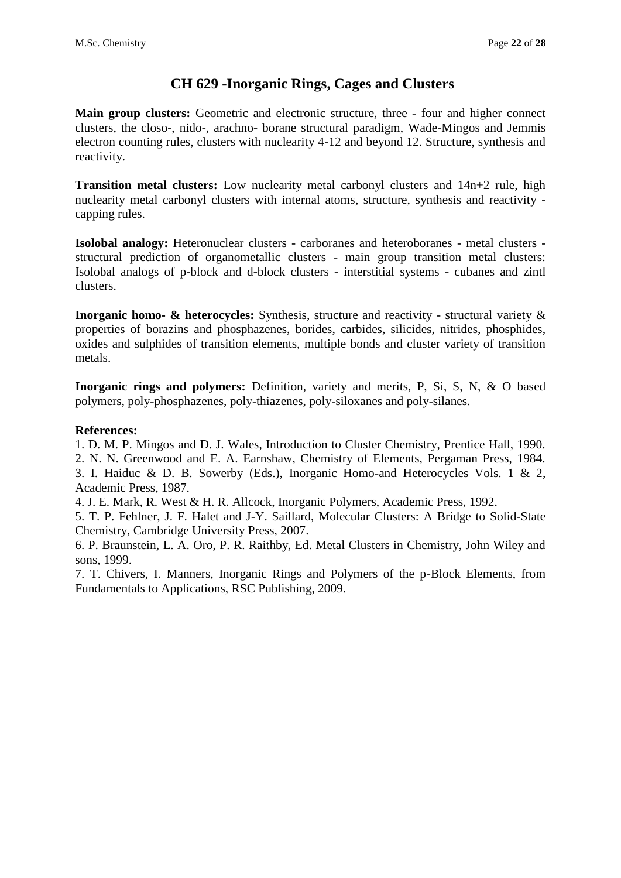# CH 629 -Inorganic Rings, Cages and Clusters

**Main group clusters:** Geometric and electronic structure, three - four and higher connect clusters, the closo-, nido-, arachno- borane structural paradigm, Wade-Mingos and Jemmis electron counting rules, clusters with nuclearity 4-12 and beyond 12. Structure, synthesis and reactivity.

**Transition metal clusters:** Low nuclearity metal carbonyl clusters and 14n+2 rule, high nuclearity metal carbonyl clusters with internal atoms, structure, synthesis and reactivity - capping rules.

**Isolobal analogy:** Heteronuclear clusters - carboranes and heteroboranes - metal clusters - structural prediction of organometallic clusters - main group transition metal clusters: Isolobal analogs of p-block and d-block clusters - interstitial systems - cubanes and zintl clusters.

**Inorganic homo- & heterocycles:** Synthesis, structure and reactivity - structural variety & properties of borazins and phosphazenes, borides, carbides, silicides, nitrides, phosphides, oxides and sulphides of transition elements, multiple bonds and cluster variety of transition metals.

**Inorganic rings and polymers:** Definition, variety and merits, P, Si, S, N, & O based polymers, poly-phosphazenes, poly-thiazenes, poly-siloxanes and poly-silanes.

**References:**

1. D. M. P. Mingos and D. J. Wales, Introduction to Cluster Chemistry, Prentice Hall, 1990.
2. N. N. Greenwood and E. A. Earnshaw, Chemistry of Elements, Pergaman Press, 1984.
3. I. Haiduc & D. B. Sowerby (Eds.), Inorganic Homo-and Heterocycles Vols. 1 & 2, Academic Press, 1987.
4. J. E. Mark, R. West & H. R. Allcock, Inorganic Polymers, Academic Press, 1992.
5. T. P. Fehlner, J. F. Halet and J-Y. Saillard, Molecular Clusters: A Bridge to Solid-State Chemistry, Cambridge University Press, 2007.
6. P. Braunstein, L. A. Oro, P. R. Raithby, Ed. Metal Clusters in Chemistry, John Wiley and sons, 1999.
7. T. Chivers, I. Manners, Inorganic Rings and Polymers of the p-Block Elements, from Fundamentals to Applications, RSC Publishing, 2009.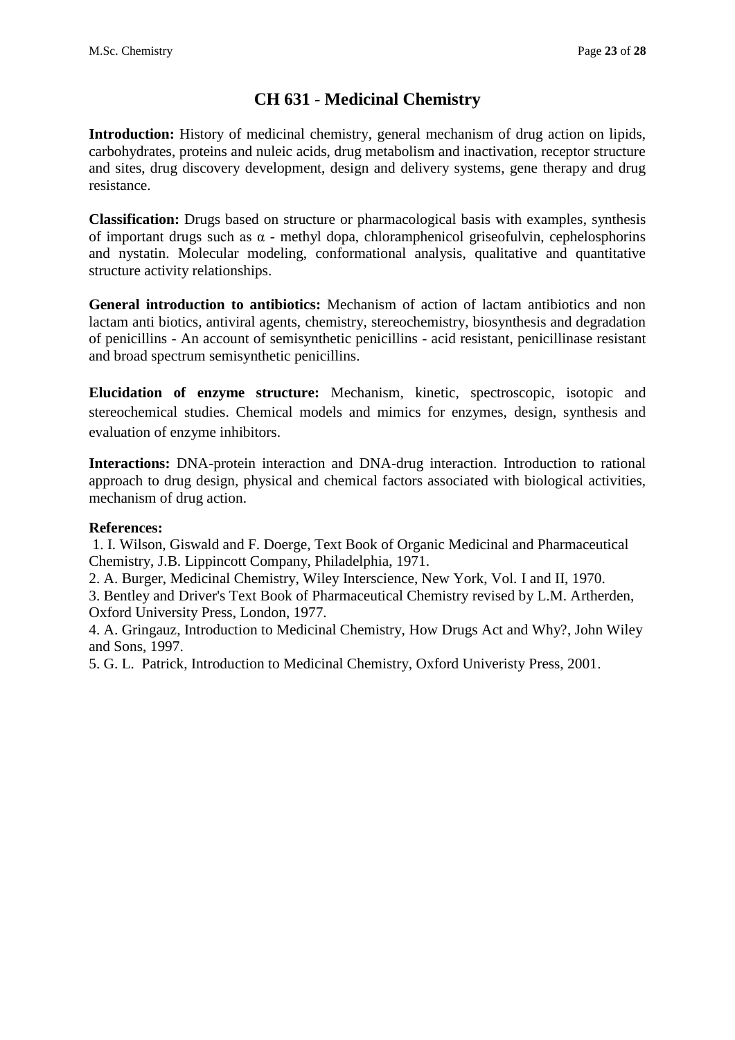# CH 631 - Medicinal Chemistry

**Introduction:** History of medicinal chemistry, general mechanism of drug action on lipids, carbohydrates, proteins and nuleic acids, drug metabolism and inactivation, receptor structure and sites, drug discovery development, design and delivery systems, gene therapy and drug resistance.

**Classification:** Drugs based on structure or pharmacological basis with examples, synthesis of important drugs such as α - methyl dopa, chloramphenicol griseofulvin, cephelosphorins and nystatin. Molecular modeling, conformational analysis, qualitative and quantitative structure activity relationships.

**General introduction to antibiotics:** Mechanism of action of lactam antibiotics and non lactam anti biotics, antiviral agents, chemistry, stereochemistry, biosynthesis and degradation of penicillins - An account of semisynthetic penicillins - acid resistant, penicillinase resistant and broad spectrum semisynthetic penicillins.

**Elucidation of enzyme structure:** Mechanism, kinetic, spectroscopic, isotopic and stereochemical studies. Chemical models and mimics for enzymes, design, synthesis and evaluation of enzyme inhibitors.

**Interactions:** DNA-protein interaction and DNA-drug interaction. Introduction to rational approach to drug design, physical and chemical factors associated with biological activities, mechanism of drug action.

**References:**

1. I. Wilson, Giswald and F. Doerge, Text Book of Organic Medicinal and Pharmaceutical Chemistry, J.B. Lippincott Company, Philadelphia, 1971.
2. A. Burger, Medicinal Chemistry, Wiley Interscience, New York, Vol. I and II, 1970.
3. Bentley and Driver's Text Book of Pharmaceutical Chemistry revised by L.M. Artherden, Oxford University Press, London, 1977.
4. A. Gringauz, Introduction to Medicinal Chemistry, How Drugs Act and Why?, John Wiley and Sons, 1997.
5. G. L. Patrick, Introduction to Medicinal Chemistry, Oxford Univeristy Press, 2001.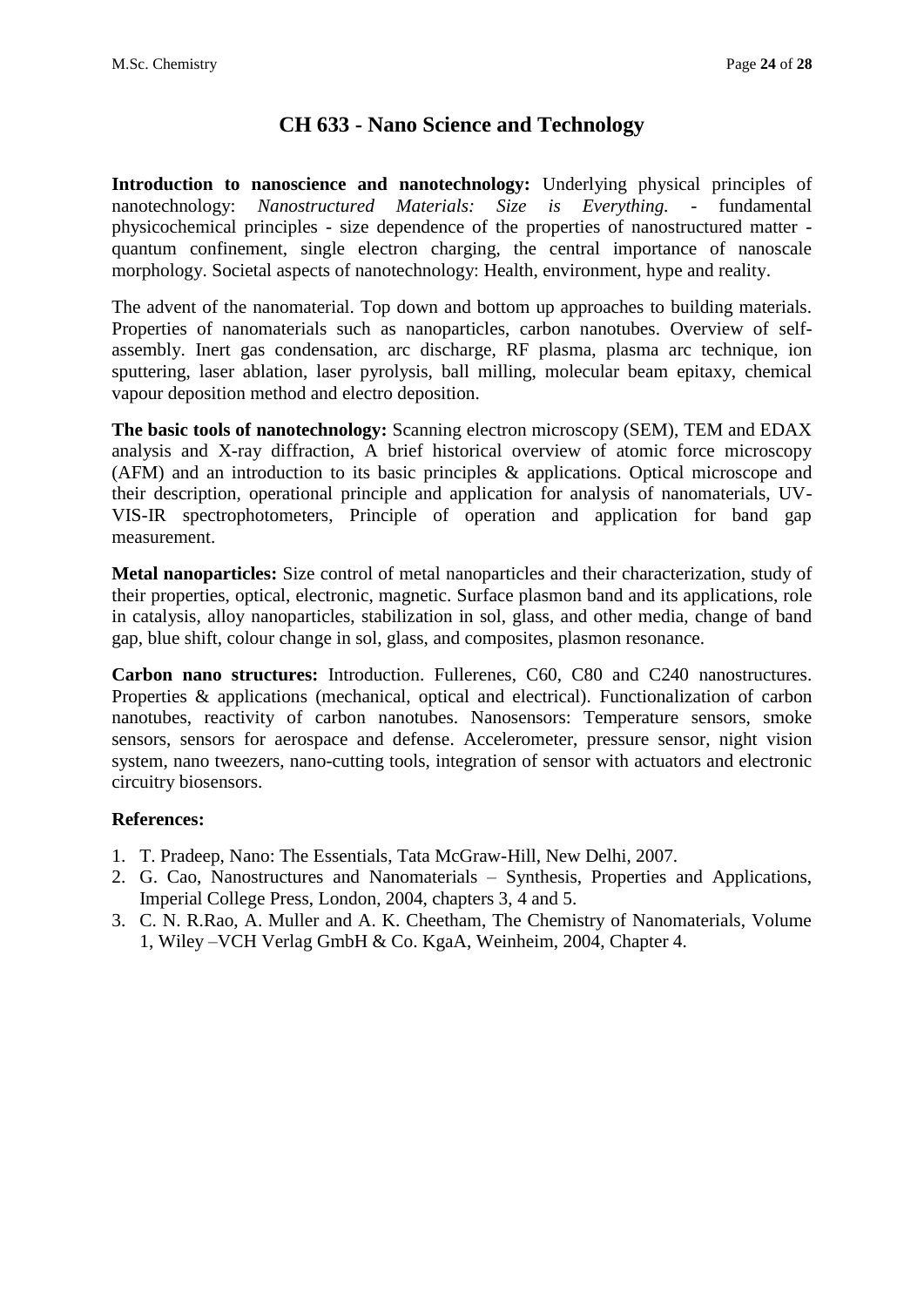# CH 633 - Nano Science and Technology

**Introduction to nanoscience and nanotechnology:** Underlying physical principles of nanotechnology: *Nanostructured Materials: Size is Everything.* - fundamental physicochemical principles - size dependence of the properties of nanostructured matter - quantum confinement, single electron charging, the central importance of nanoscale morphology. Societal aspects of nanotechnology: Health, environment, hype and reality.

The advent of the nanomaterial. Top down and bottom up approaches to building materials. Properties of nanomaterials such as nanoparticles, carbon nanotubes. Overview of self-assembly. Inert gas condensation, arc discharge, RF plasma, plasma arc technique, ion sputtering, laser ablation, laser pyrolysis, ball milling, molecular beam epitaxy, chemical vapour deposition method and electro deposition.

**The basic tools of nanotechnology:** Scanning electron microscopy (SEM), TEM and EDAX analysis and X-ray diffraction, A brief historical overview of atomic force microscopy (AFM) and an introduction to its basic principles & applications. Optical microscope and their description, operational principle and application for analysis of nanomaterials, UV-VIS-IR spectrophotometers, Principle of operation and application for band gap measurement.

**Metal nanoparticles:** Size control of metal nanoparticles and their characterization, study of their properties, optical, electronic, magnetic. Surface plasmon band and its applications, role in catalysis, alloy nanoparticles, stabilization in sol, glass, and other media, change of band gap, blue shift, colour change in sol, glass, and composites, plasmon resonance.

**Carbon nano structures:** Introduction. Fullerenes, C60, C80 and C240 nanostructures. Properties & applications (mechanical, optical and electrical). Functionalization of carbon nanotubes, reactivity of carbon nanotubes. Nanosensors: Temperature sensors, smoke sensors, sensors for aerospace and defense. Accelerometer, pressure sensor, night vision system, nano tweezers, nano-cutting tools, integration of sensor with actuators and electronic circuitry biosensors.

**References:**

1. T. Pradeep, Nano: The Essentials, Tata McGraw-Hill, New Delhi, 2007.
2. G. Cao, Nanostructures and Nanomaterials – Synthesis, Properties and Applications, Imperial College Press, London, 2004, chapters 3, 4 and 5.
3. C. N. R.Rao, A. Muller and A. K. Cheetham, The Chemistry of Nanomaterials, Volume 1, Wiley –VCH Verlag GmbH & Co. KgaA, Weinheim, 2004, Chapter 4.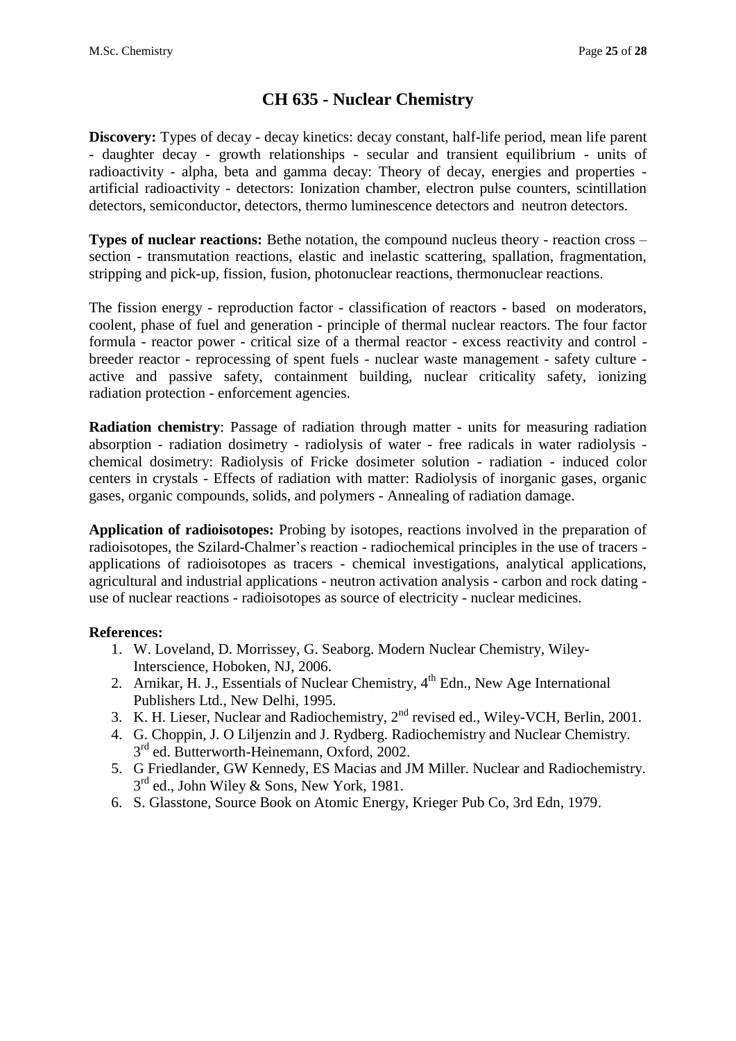# CH 635 - Nuclear Chemistry

**Discovery:** Types of decay - decay kinetics: decay constant, half-life period, mean life parent - daughter decay - growth relationships - secular and transient equilibrium - units of radioactivity - alpha, beta and gamma decay: Theory of decay, energies and properties - artificial radioactivity - detectors: Ionization chamber, electron pulse counters, scintillation detectors, semiconductor, detectors, thermo luminescence detectors and neutron detectors.

**Types of nuclear reactions:** Bethe notation, the compound nucleus theory - reaction cross – section - transmutation reactions, elastic and inelastic scattering, spallation, fragmentation, stripping and pick-up, fission, fusion, photonuclear reactions, thermonuclear reactions.

The fission energy - reproduction factor - classification of reactors - based on moderators, coolent, phase of fuel and generation - principle of thermal nuclear reactors. The four factor formula - reactor power - critical size of a thermal reactor - excess reactivity and control - breeder reactor - reprocessing of spent fuels - nuclear waste management - safety culture - active and passive safety, containment building, nuclear criticality safety, ionizing radiation protection - enforcement agencies.

**Radiation chemistry**: Passage of radiation through matter - units for measuring radiation absorption - radiation dosimetry - radiolysis of water - free radicals in water radiolysis - chemical dosimetry: Radiolysis of Fricke dosimeter solution - radiation - induced color centers in crystals - Effects of radiation with matter: Radiolysis of inorganic gases, organic gases, organic compounds, solids, and polymers - Annealing of radiation damage.

**Application of radioisotopes:** Probing by isotopes, reactions involved in the preparation of radioisotopes, the Szilard-Chalmer's reaction - radiochemical principles in the use of tracers - applications of radioisotopes as tracers - chemical investigations, analytical applications, agricultural and industrial applications - neutron activation analysis - carbon and rock dating - use of nuclear reactions - radioisotopes as source of electricity - nuclear medicines.

**References:**

1. W. Loveland, D. Morrissey, G. Seaborg. Modern Nuclear Chemistry, Wiley-Interscience, Hoboken, NJ, 2006.
2. Arnikar, H. J., Essentials of Nuclear Chemistry, 4th Edn., New Age International Publishers Ltd., New Delhi, 1995.
3. K. H. Lieser, Nuclear and Radiochemistry, 2nd revised ed., Wiley-VCH, Berlin, 2001.
4. G. Choppin, J. O Liljenzin and J. Rydberg. Radiochemistry and Nuclear Chemistry. 3rd ed. Butterworth-Heinemann, Oxford, 2002.
5. G Friedlander, GW Kennedy, ES Macias and JM Miller. Nuclear and Radiochemistry. 3rd ed., John Wiley & Sons, New York, 1981.
6. S. Glasstone, Source Book on Atomic Energy, Krieger Pub Co, 3rd Edn, 1979.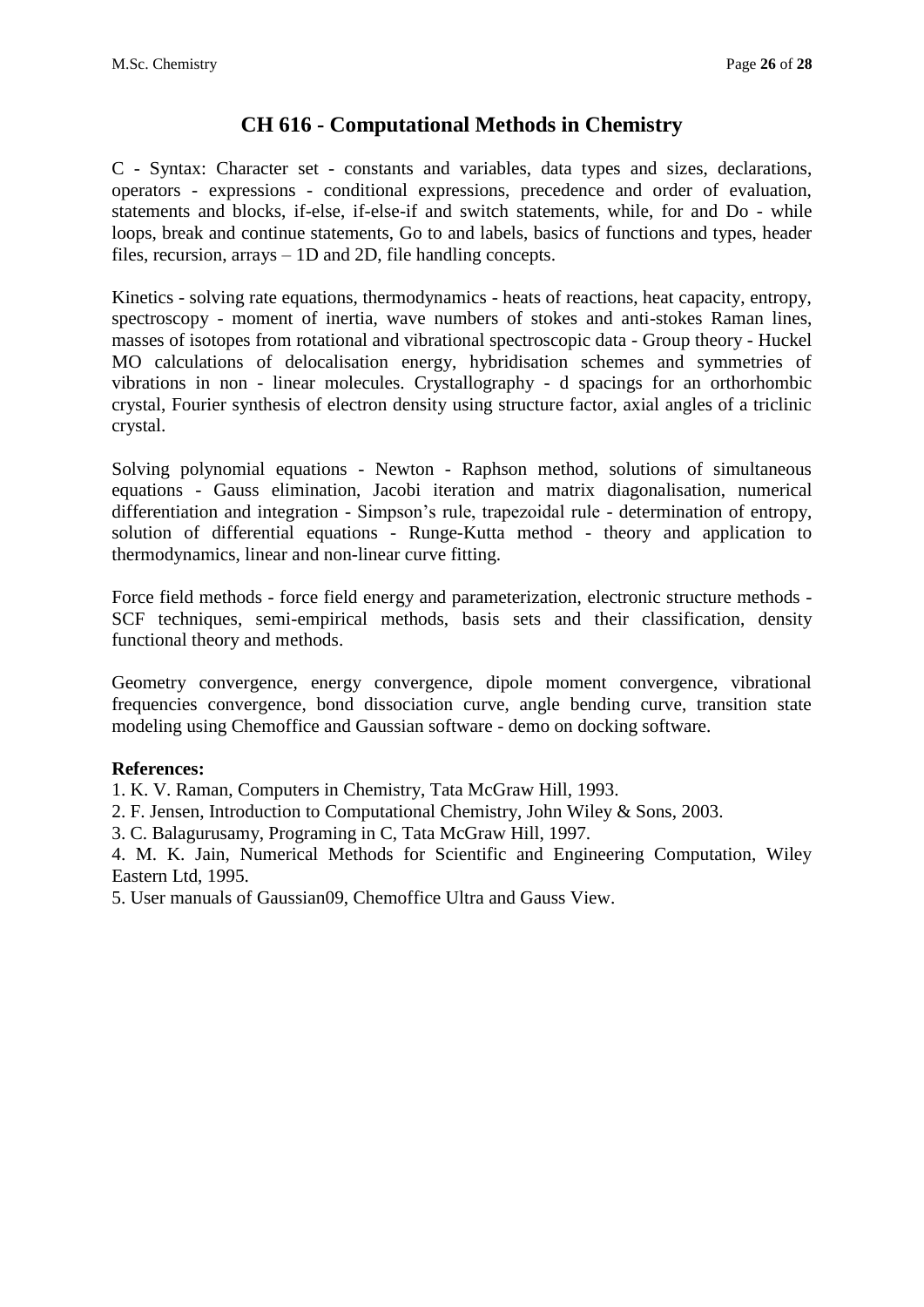# CH 616 - Computational Methods in Chemistry

C - Syntax: Character set - constants and variables, data types and sizes, declarations, operators - expressions - conditional expressions, precedence and order of evaluation, statements and blocks, if-else, if-else-if and switch statements, while, for and Do - while loops, break and continue statements, Go to and labels, basics of functions and types, header files, recursion, arrays – 1D and 2D, file handling concepts.

Kinetics - solving rate equations, thermodynamics - heats of reactions, heat capacity, entropy, spectroscopy - moment of inertia, wave numbers of stokes and anti-stokes Raman lines, masses of isotopes from rotational and vibrational spectroscopic data - Group theory - Huckel MO calculations of delocalisation energy, hybridisation schemes and symmetries of vibrations in non - linear molecules. Crystallography - d spacings for an orthorhombic crystal, Fourier synthesis of electron density using structure factor, axial angles of a triclinic crystal.

Solving polynomial equations - Newton - Raphson method, solutions of simultaneous equations - Gauss elimination, Jacobi iteration and matrix diagonalisation, numerical differentiation and integration - Simpson's rule, trapezoidal rule - determination of entropy, solution of differential equations - Runge-Kutta method - theory and application to thermodynamics, linear and non-linear curve fitting.

Force field methods - force field energy and parameterization, electronic structure methods - SCF techniques, semi-empirical methods, basis sets and their classification, density functional theory and methods.

Geometry convergence, energy convergence, dipole moment convergence, vibrational frequencies convergence, bond dissociation curve, angle bending curve, transition state modeling using Chemoffice and Gaussian software - demo on docking software.

**References:**

1. K. V. Raman, Computers in Chemistry, Tata McGraw Hill, 1993.
2. F. Jensen, Introduction to Computational Chemistry, John Wiley & Sons, 2003.
3. C. Balagurusamy, Programing in C, Tata McGraw Hill, 1997.
4. M. K. Jain, Numerical Methods for Scientific and Engineering Computation, Wiley Eastern Ltd, 1995.
5. User manuals of Gaussian09, Chemoffice Ultra and Gauss View.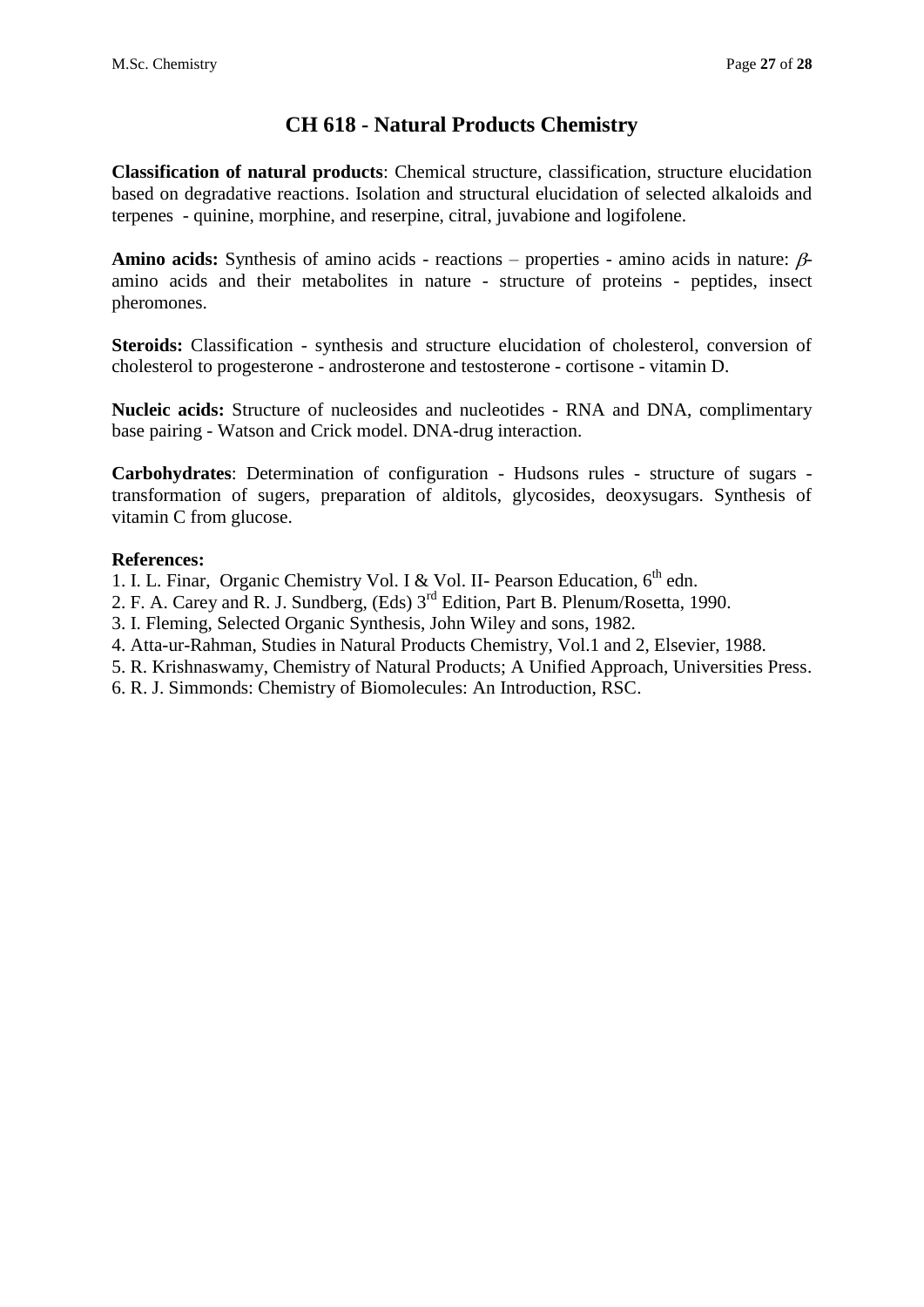# CH 618 - Natural Products Chemistry

**Classification of natural products**: Chemical structure, classification, structure elucidation based on degradative reactions. Isolation and structural elucidation of selected alkaloids and terpenes - quinine, morphine, and reserpine, citral, juvabione and logifolene.

**Amino acids:** Synthesis of amino acids - reactions – properties - amino acids in nature: $\beta$-amino acids and their metabolites in nature - structure of proteins - peptides, insect pheromones.

**Steroids:** Classification - synthesis and structure elucidation of cholesterol, conversion of cholesterol to progesterone - androsterone and testosterone - cortisone - vitamin D.

**Nucleic acids:** Structure of nucleosides and nucleotides - RNA and DNA, complimentary base pairing - Watson and Crick model. DNA-drug interaction.

**Carbohydrates**: Determination of configuration - Hudsons rules - structure of sugars - transformation of sugers, preparation of alditols, glycosides, deoxysugars. Synthesis of vitamin C from glucose.

**References:**

1. I. L. Finar, Organic Chemistry Vol. I & Vol. II- Pearson Education, 6th edn.
2. F. A. Carey and R. J. Sundberg, (Eds) 3rd Edition, Part B. Plenum/Rosetta, 1990.
3. I. Fleming, Selected Organic Synthesis, John Wiley and sons, 1982.
4. Atta-ur-Rahman, Studies in Natural Products Chemistry, Vol.1 and 2, Elsevier, 1988.
5. R. Krishnaswamy, Chemistry of Natural Products; A Unified Approach, Universities Press.
6. R. J. Simmonds: Chemistry of Biomolecules: An Introduction, RSC.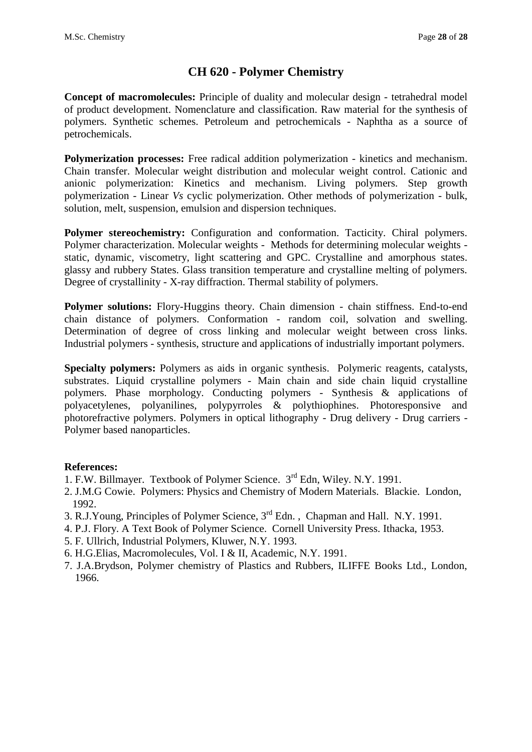# CH 620 - Polymer Chemistry

**Concept of macromolecules:** Principle of duality and molecular design - tetrahedral model of product development. Nomenclature and classification. Raw material for the synthesis of polymers. Synthetic schemes. Petroleum and petrochemicals - Naphtha as a source of petrochemicals.

**Polymerization processes:** Free radical addition polymerization - kinetics and mechanism. Chain transfer. Molecular weight distribution and molecular weight control. Cationic and anionic polymerization: Kinetics and mechanism. Living polymers. Step growth polymerization - Linear *Vs* cyclic polymerization. Other methods of polymerization - bulk, solution, melt, suspension, emulsion and dispersion techniques.

**Polymer stereochemistry:** Configuration and conformation. Tacticity. Chiral polymers. Polymer characterization. Molecular weights - Methods for determining molecular weights - static, dynamic, viscometry, light scattering and GPC. Crystalline and amorphous states. glassy and rubbery States. Glass transition temperature and crystalline melting of polymers. Degree of crystallinity - X-ray diffraction. Thermal stability of polymers.

**Polymer solutions:** Flory-Huggins theory. Chain dimension - chain stiffness. End-to-end chain distance of polymers. Conformation - random coil, solvation and swelling. Determination of degree of cross linking and molecular weight between cross links. Industrial polymers - synthesis, structure and applications of industrially important polymers.

**Specialty polymers:** Polymers as aids in organic synthesis. Polymeric reagents, catalysts, substrates. Liquid crystalline polymers - Main chain and side chain liquid crystalline polymers. Phase morphology. Conducting polymers - Synthesis & applications of polyacetylenes, polyanilines, polypyrroles & polythiophines. Photoresponsive and photorefractive polymers. Polymers in optical lithography - Drug delivery - Drug carriers - Polymer based nanoparticles.

**References:**

1. F.W. Billmayer. Textbook of Polymer Science. 3rd Edn, Wiley. N.Y. 1991.
2. J.M.G Cowie. Polymers: Physics and Chemistry of Modern Materials. Blackie. London, 1992.
3. R.J.Young, Principles of Polymer Science, 3rd Edn. , Chapman and Hall. N.Y. 1991.
4. P.J. Flory. A Text Book of Polymer Science. Cornell University Press. Ithacka, 1953.
5. F. Ullrich, Industrial Polymers, Kluwer, N.Y. 1993.
6. H.G.Elias, Macromolecules, Vol. I & II, Academic, N.Y. 1991.
7. J.A.Brydson, Polymer chemistry of Plastics and Rubbers, ILIFFE Books Ltd., London, 1966.